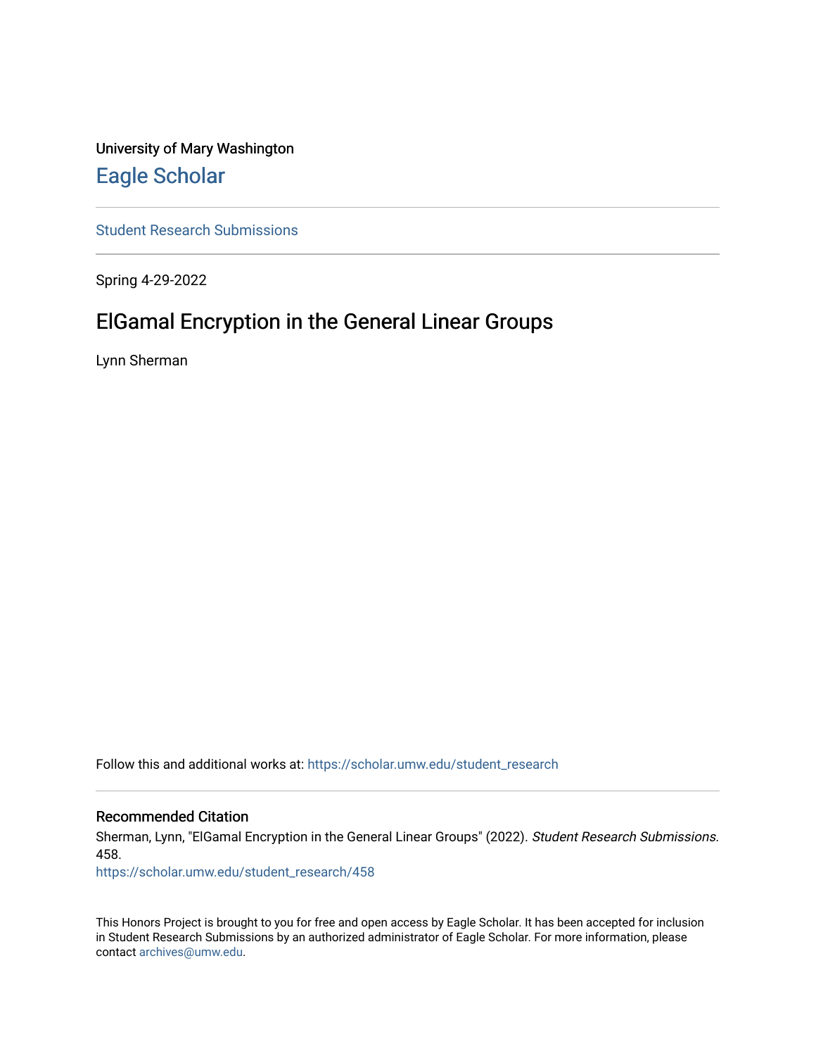University of Mary Washington

# Eagle Scholar

Student Research Submissions

Spring 4-29-2022

## ElGamal Encryption in the General Linear Groups

Lynn Sherman

Follow this and additional works at: https://scholar.umw.edu/student_research

### Recommended Citation

Sherman, Lynn, "ElGamal Encryption in the General Linear Groups" (2022). *Student Research Submissions*. 458.

https://scholar.umw.edu/student_research/458

This Honors Project is brought to you for free and open access by Eagle Scholar. It has been accepted for inclusion in Student Research Submissions by an authorized administrator of Eagle Scholar. For more information, please contact archives@umw.edu.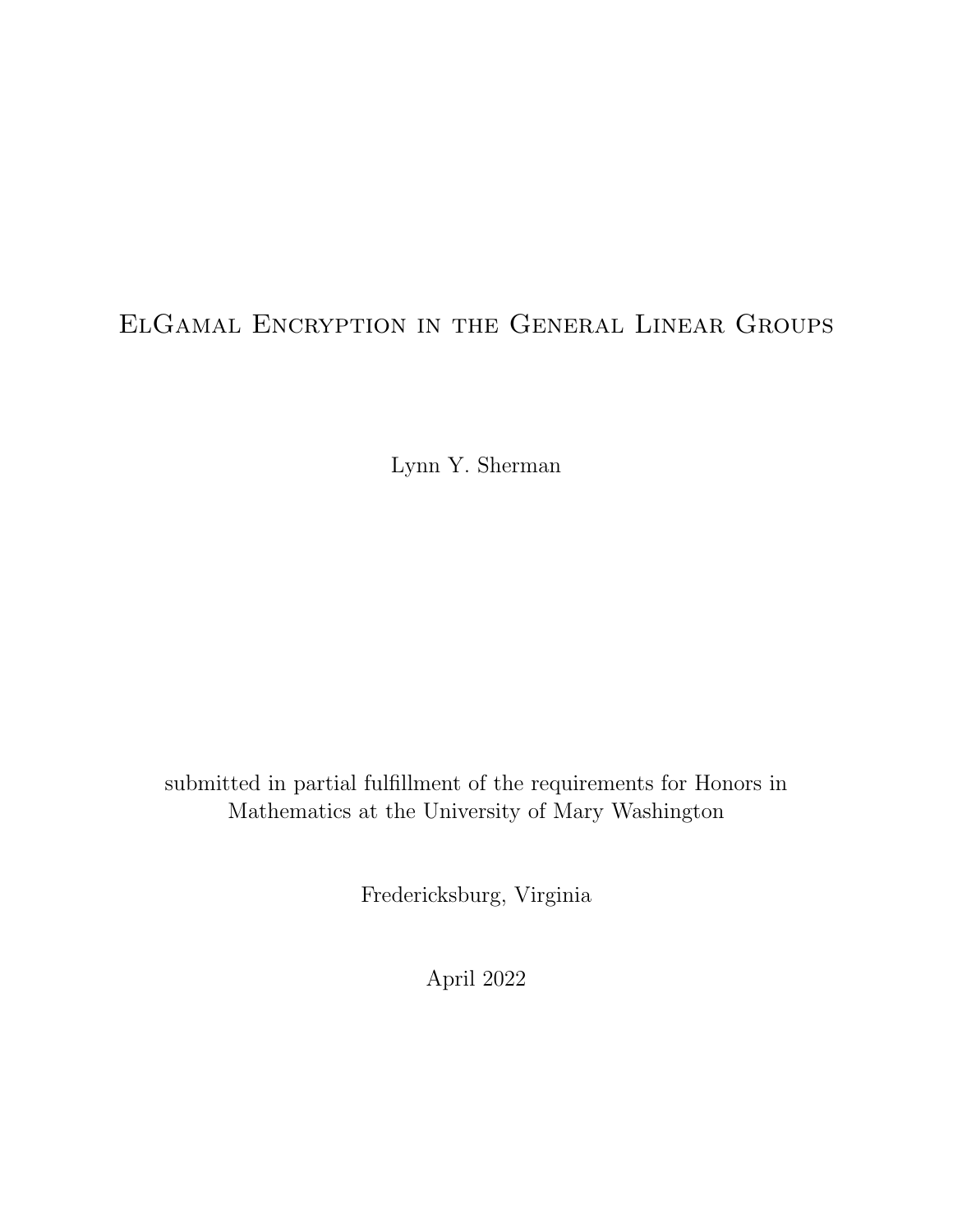# ElGamal Encryption in the General Linear Groups

Lynn Y. Sherman

submitted in partial fulfillment of the requirements for Honors in Mathematics at the University of Mary Washington

Fredericksburg, Virginia

April 2022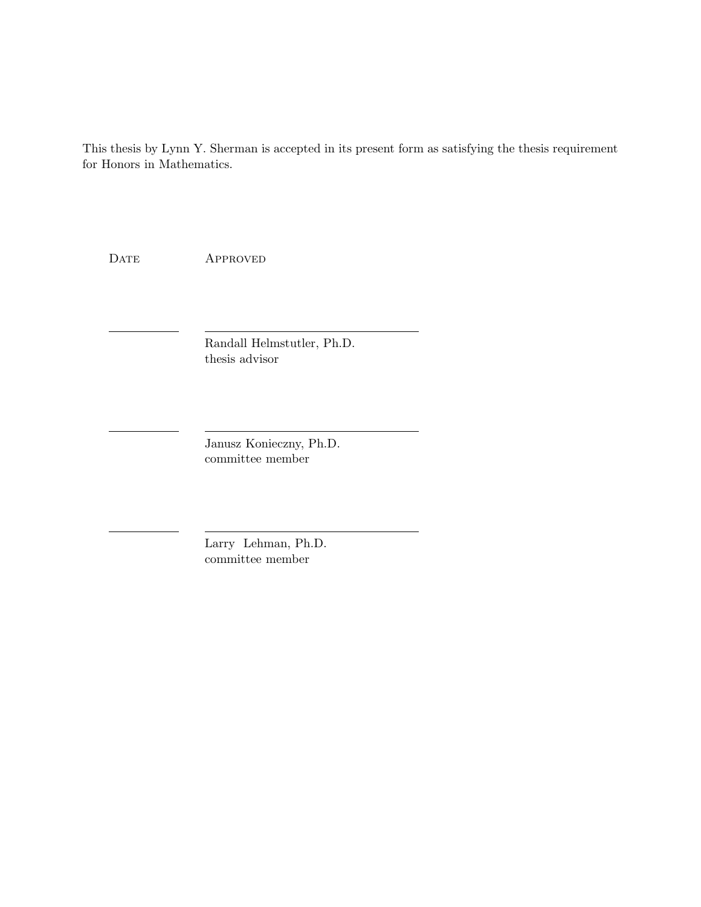This thesis by Lynn Y. Sherman is accepted in its present form as satisfying the thesis requirement for Honors in Mathematics.

| Date | Approved |
|---|---|
| \_\_\_\_\_\_\_\_\_\_ | \_\_\_\_\_\_\_\_\_\_\_\_\_\_\_\_\_\_\_\_\_\_\_\_\_\_\_\_\_\_ <br> Randall Helmstutler, Ph.D. <br> thesis advisor |
| \_\_\_\_\_\_\_\_\_\_ | \_\_\_\_\_\_\_\_\_\_\_\_\_\_\_\_\_\_\_\_\_\_\_\_\_\_\_\_\_\_ <br> Janusz Konieczny, Ph.D. <br> committee member |
| \_\_\_\_\_\_\_\_\_\_ | \_\_\_\_\_\_\_\_\_\_\_\_\_\_\_\_\_\_\_\_\_\_\_\_\_\_\_\_\_\_ <br> Larry Lehman, Ph.D. <br> committee member |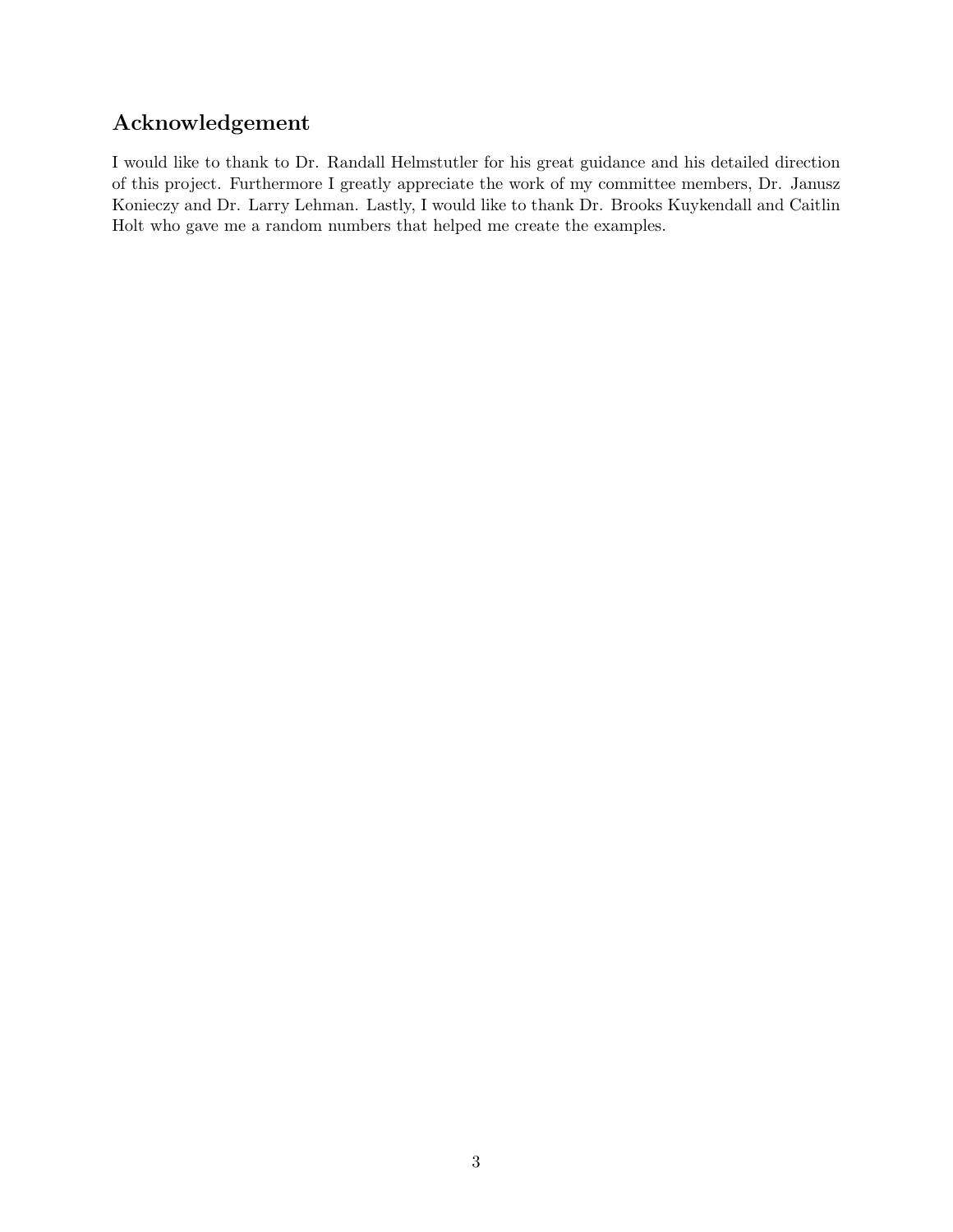## Acknowledgement

I would like to thank to Dr. Randall Helmstutler for his great guidance and his detailed direction of this project. Furthermore I greatly appreciate the work of my committee members, Dr. Janusz Konieczy and Dr. Larry Lehman. Lastly, I would like to thank Dr. Brooks Kuykendall and Caitlin Holt who gave me a random numbers that helped me create the examples.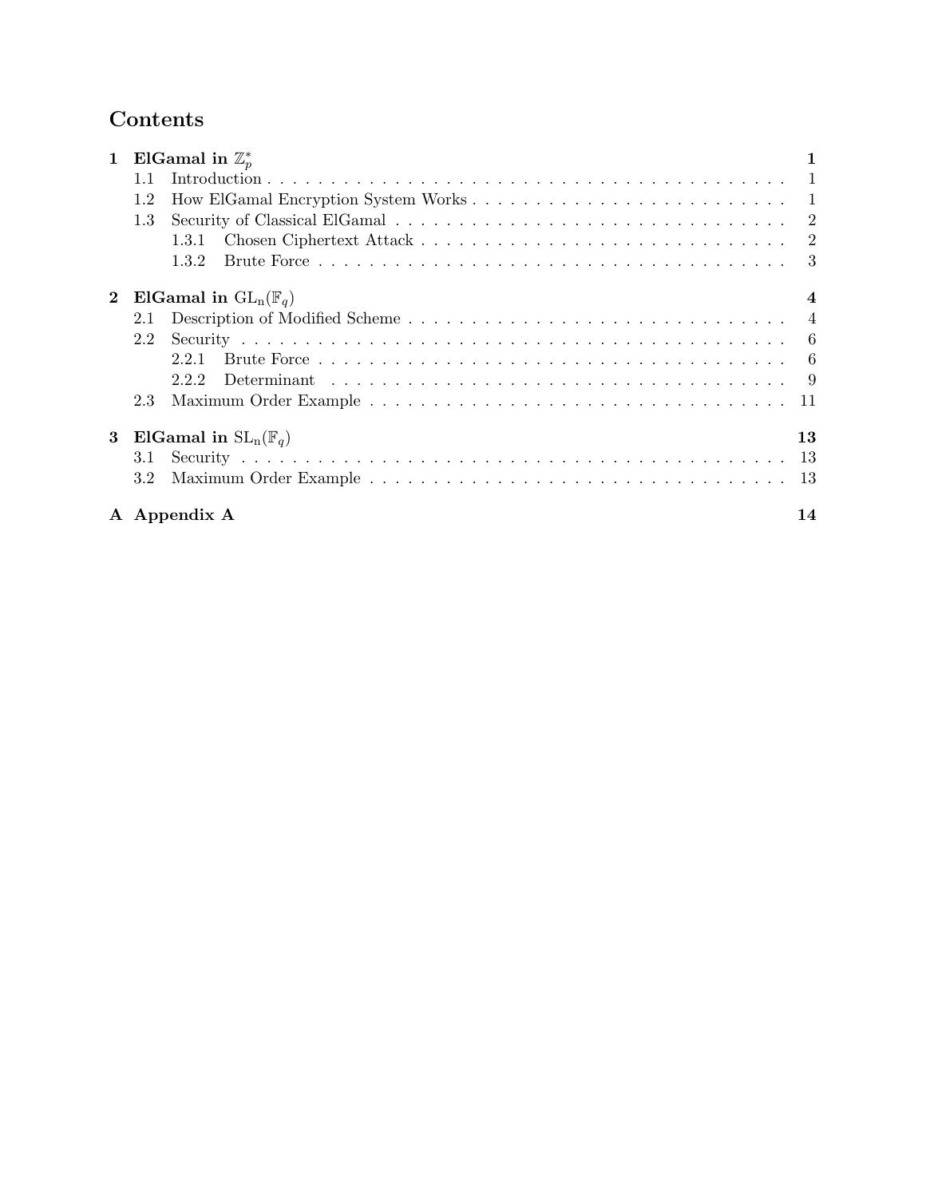# Contents

- **1 ElGamal in $\mathbb{Z}_p^*$** — 1
  - 1.1 Introduction — 1
  - 1.2 How ElGamal Encryption System Works — 1
  - 1.3 Security of Classical ElGamal — 2
    - 1.3.1 Chosen Ciphertext Attack — 2
    - 1.3.2 Brute Force — 3
- **2 ElGamal in $\mathrm{GL_n}(\mathbb{F}_q)$** — 4
  - 2.1 Description of Modified Scheme — 4
  - 2.2 Security — 6
    - 2.2.1 Brute Force — 6
    - 2.2.2 Determinant — 9
  - 2.3 Maximum Order Example — 11
- **3 ElGamal in $\mathrm{SL_n}(\mathbb{F}_q)$** — 13
  - 3.1 Security — 13
  - 3.2 Maximum Order Example — 13
- **A Appendix A** — 14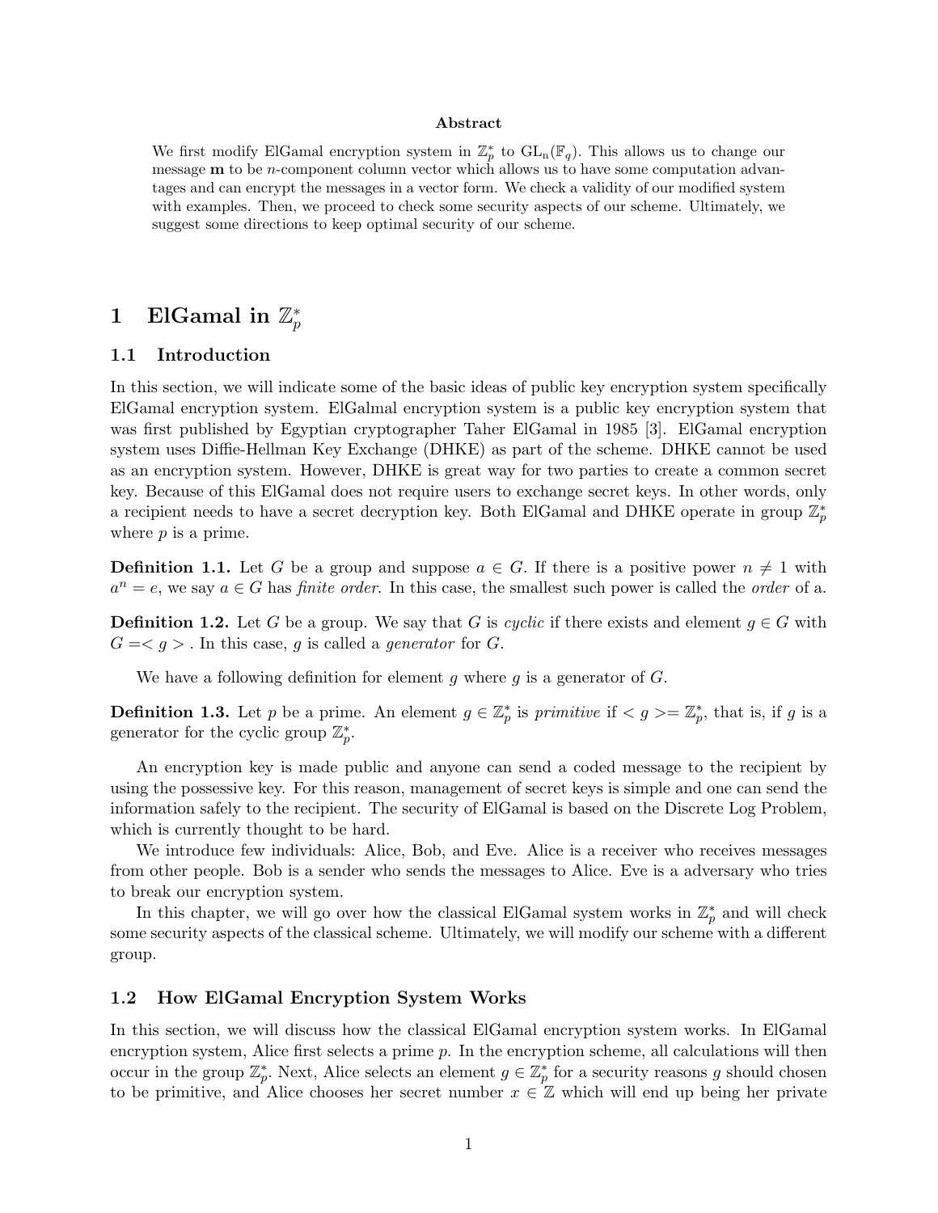**Abstract**

We first modify ElGamal encryption system in $\mathbb{Z}_p^*$ to $\mathrm{GL_n}(\mathbb{F}_q)$. This allows us to change our message $\mathbf{m}$ to be $n$-component column vector which allows us to have some computation advantages and can encrypt the messages in a vector form. We check a validity of our modified system with examples. Then, we proceed to check some security aspects of our scheme. Ultimately, we suggest some directions to keep optimal security of our scheme.

# 1 ElGamal in $\mathbb{Z}_p^*$

## 1.1 Introduction

In this section, we will indicate some of the basic ideas of public key encryption system specifically ElGamal encryption system. ElGalmal encryption system is a public key encryption system that was first published by Egyptian cryptographer Taher ElGamal in 1985 [3]. ElGamal encryption system uses Diffie-Hellman Key Exchange (DHKE) as part of the scheme. DHKE cannot be used as an encryption system. However, DHKE is great way for two parties to create a common secret key. Because of this ElGamal does not require users to exchange secret keys. In other words, only a recipient needs to have a secret decryption key. Both ElGamal and DHKE operate in group $\mathbb{Z}_p^*$ where $p$ is a prime.

**Definition 1.1.** Let $G$ be a group and suppose $a \in G$. If there is a positive power $n \neq 1$ with $a^n = e$, we say $a \in G$ has *finite order*. In this case, the smallest such power is called the *order* of a.

**Definition 1.2.** Let $G$ be a group. We say that $G$ is *cyclic* if there exists and element $g \in G$ with $G =< g >$ . In this case, $g$ is called a *generator* for $G$.

We have a following definition for element $g$ where $g$ is a generator of $G$.

**Definition 1.3.** Let $p$ be a prime. An element $g \in \mathbb{Z}_p^*$ is *primitive* if $< g >= \mathbb{Z}_p^*$, that is, if $g$ is a generator for the cyclic group $\mathbb{Z}_p^*$.

An encryption key is made public and anyone can send a coded message to the recipient by using the possessive key. For this reason, management of secret keys is simple and one can send the information safely to the recipient. The security of ElGamal is based on the Discrete Log Problem, which is currently thought to be hard.

We introduce few individuals: Alice, Bob, and Eve. Alice is a receiver who receives messages from other people. Bob is a sender who sends the messages to Alice. Eve is a adversary who tries to break our encryption system.

In this chapter, we will go over how the classical ElGamal system works in $\mathbb{Z}_p^*$ and will check some security aspects of the classical scheme. Ultimately, we will modify our scheme with a different group.

## 1.2 How ElGamal Encryption System Works

In this section, we will discuss how the classical ElGamal encryption system works. In ElGamal encryption system, Alice first selects a prime $p$. In the encryption scheme, all calculations will then occur in the group $\mathbb{Z}_p^*$. Next, Alice selects an element $g \in \mathbb{Z}_p^*$ for a security reasons $g$ should chosen to be primitive, and Alice chooses her secret number $x \in \mathbb{Z}$ which will end up being her private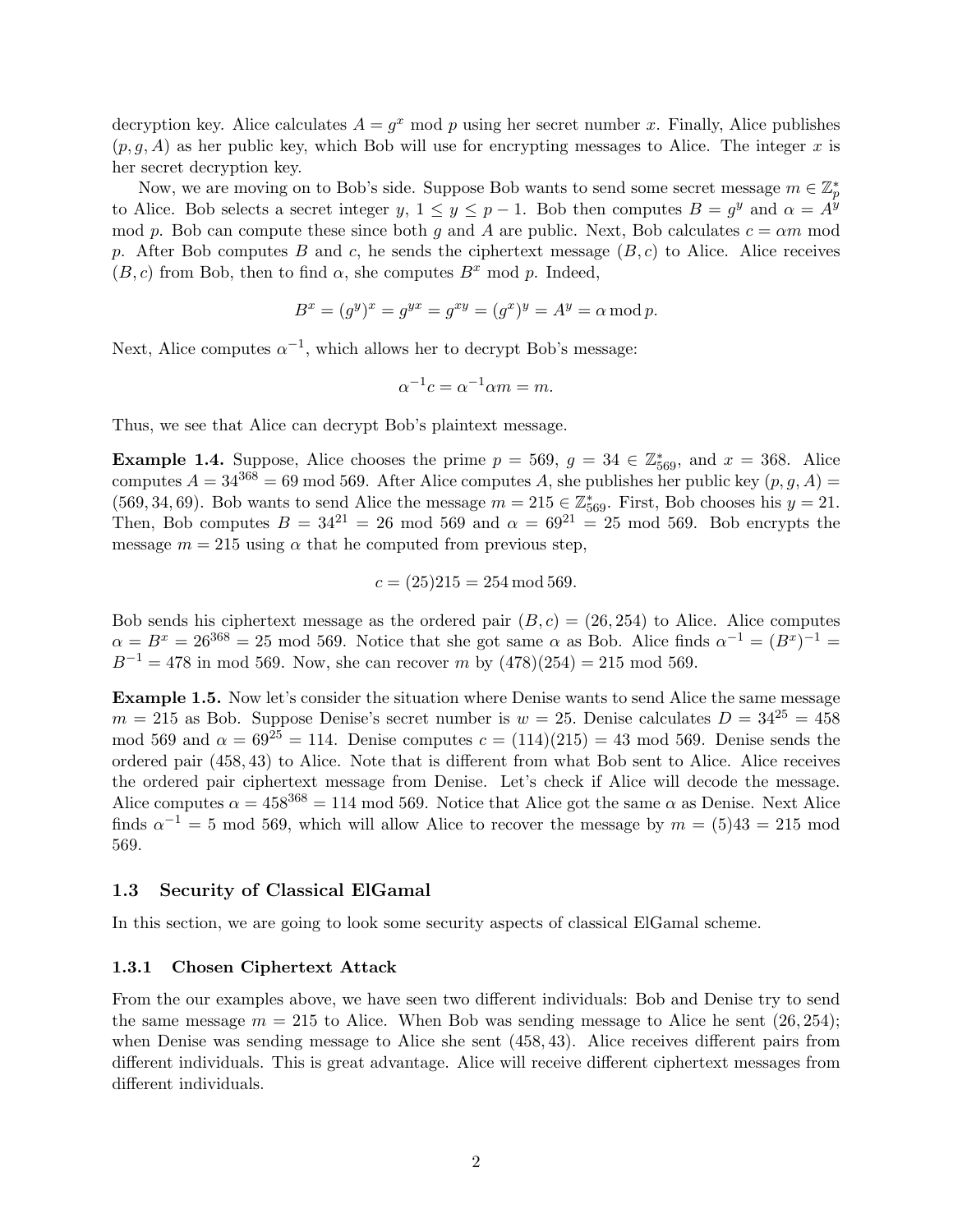decryption key. Alice calculates $A = g^x \bmod p$ using her secret number $x$. Finally, Alice publishes $(p, g, A)$ as her public key, which Bob will use for encrypting messages to Alice. The integer $x$ is her secret decryption key.

Now, we are moving on to Bob's side. Suppose Bob wants to send some secret message $m \in \mathbb{Z}_p^*$ to Alice. Bob selects a secret integer $y$, $1 \leq y \leq p-1$. Bob then computes $B = g^y$ and $\alpha = A^y \bmod p$. Bob can compute these since both $g$ and $A$ are public. Next, Bob calculates $c = \alpha m \bmod p$. After Bob computes $B$ and $c$, he sends the ciphertext message $(B, c)$ to Alice. Alice receives $(B, c)$ from Bob, then to find $\alpha$, she computes $B^x \bmod p$. Indeed,

$$B^x = (g^y)^x = g^{yx} = g^{xy} = (g^x)^y = A^y = \alpha \bmod p.$$

Next, Alice computes $\alpha^{-1}$, which allows her to decrypt Bob's message:

$$\alpha^{-1} c = \alpha^{-1} \alpha m = m.$$

Thus, we see that Alice can decrypt Bob's plaintext message.

**Example 1.4.** Suppose, Alice chooses the prime $p = 569$, $g = 34 \in \mathbb{Z}_{569}^*$, and $x = 368$. Alice computes $A = 34^{368} = 69 \bmod 569$. After Alice computes $A$, she publishes her public key $(p, g, A) = (569, 34, 69)$. Bob wants to send Alice the message $m = 215 \in \mathbb{Z}_{569}^*$. First, Bob chooses his $y = 21$. Then, Bob computes $B = 34^{21} = 26 \bmod 569$ and $\alpha = 69^{21} = 25 \bmod 569$. Bob encrypts the message $m = 215$ using $\alpha$ that he computed from previous step,

$$c = (25)215 = 254 \bmod 569.$$

Bob sends his ciphertext message as the ordered pair $(B, c) = (26, 254)$ to Alice. Alice computes $\alpha = B^x = 26^{368} = 25 \bmod 569$. Notice that she got same $\alpha$ as Bob. Alice finds $\alpha^{-1} = (B^x)^{-1} = B^{-1} = 478$ in mod 569. Now, she can recover $m$ by $(478)(254) = 215 \bmod 569$.

**Example 1.5.** Now let's consider the situation where Denise wants to send Alice the same message $m = 215$ as Bob. Suppose Denise's secret number is $w = 25$. Denise calculates $D = 34^{25} = 458 \bmod 569$ and $\alpha = 69^{25} = 114$. Denise computes $c = (114)(215) = 43 \bmod 569$. Denise sends the ordered pair $(458, 43)$ to Alice. Note that is different from what Bob sent to Alice. Alice receives the ordered pair ciphertext message from Denise. Let's check if Alice will decode the message. Alice computes $\alpha = 458^{368} = 114 \bmod 569$. Notice that Alice got the same $\alpha$ as Denise. Next Alice finds $\alpha^{-1} = 5 \bmod 569$, which will allow Alice to recover the message by $m = (5)43 = 215 \bmod 569$.

### 1.3 Security of Classical ElGamal

In this section, we are going to look some security aspects of classical ElGamal scheme.

#### 1.3.1 Chosen Ciphertext Attack

From the our examples above, we have seen two different individuals: Bob and Denise try to send the same message $m = 215$ to Alice. When Bob was sending message to Alice he sent $(26, 254)$; when Denise was sending message to Alice she sent $(458, 43)$. Alice receives different pairs from different individuals. This is great advantage. Alice will receive different ciphertext messages from different individuals.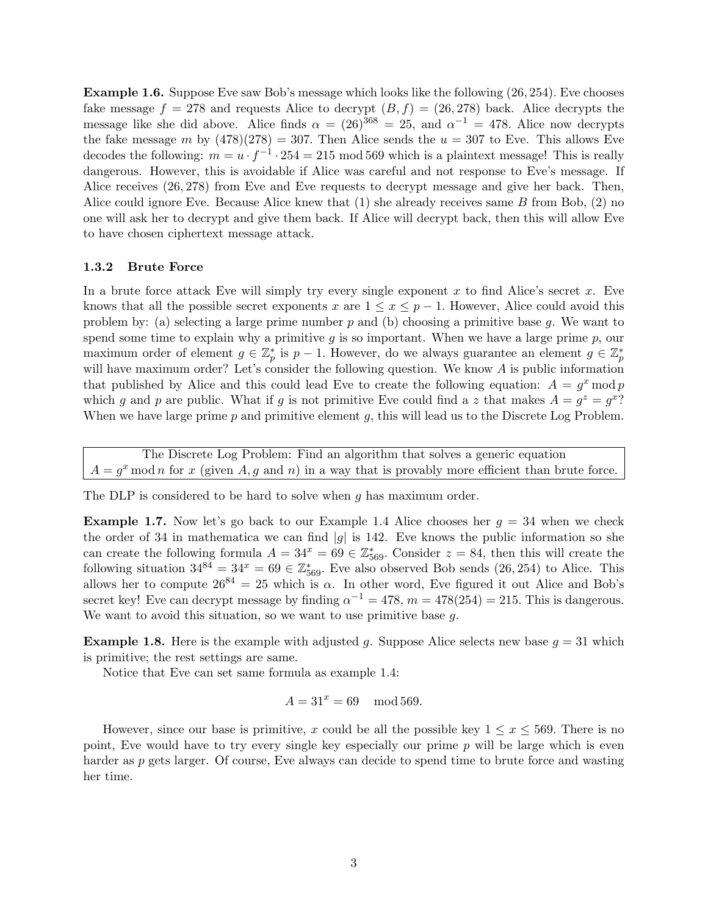**Example 1.6.** Suppose Eve saw Bob's message which looks like the following $(26, 254)$. Eve chooses fake message $f = 278$ and requests Alice to decrypt $(B, f) = (26, 278)$ back. Alice decrypts the message like she did above. Alice finds $\alpha = (26)^{368} = 25$, and $\alpha^{-1} = 478$. Alice now decrypts the fake message $m$ by $(478)(278) = 307$. Then Alice sends the $u = 307$ to Eve. This allows Eve decodes the following: $m = u \cdot f^{-1} \cdot 254 = 215 \bmod 569$ which is a plaintext message! This is really dangerous. However, this is avoidable if Alice was careful and not response to Eve's message. If Alice receives $(26, 278)$ from Eve and Eve requests to decrypt message and give her back. Then, Alice could ignore Eve. Because Alice knew that (1) she already receives same $B$ from Bob, (2) no one will ask her to decrypt and give them back. If Alice will decrypt back, then this will allow Eve to have chosen ciphertext message attack.

### 1.3.2 Brute Force

In a brute force attack Eve will simply try every single exponent $x$ to find Alice's secret $x$. Eve knows that all the possible secret exponents $x$ are $1 \leq x \leq p - 1$. However, Alice could avoid this problem by: (a) selecting a large prime number $p$ and (b) choosing a primitive base $g$. We want to spend some time to explain why a primitive $g$ is so important. When we have a large prime $p$, our maximum order of element $g \in \mathbb{Z}_p^*$ is $p - 1$. However, do we always guarantee an element $g \in \mathbb{Z}_p^*$ will have maximum order? Let's consider the following question. We know $A$ is public information that published by Alice and this could lead Eve to create the following equation: $A = g^x \bmod p$ which $g$ and $p$ are public. What if $g$ is not primitive Eve could find a $z$ that makes $A = g^z = g^x$? When we have large prime $p$ and primitive element $g$, this will lead us to the Discrete Log Problem.

> The Discrete Log Problem: Find an algorithm that solves a generic equation $A = g^x \bmod n$ for $x$ (given $A, g$ and $n$) in a way that is provably more efficient than brute force.

The DLP is considered to be hard to solve when $g$ has maximum order.

**Example 1.7.** Now let's go back to our Example 1.4 Alice chooses her $g = 34$ when we check the order of 34 in mathematica we can find $|g|$ is 142. Eve knows the public information so she can create the following formula $A = 34^x = 69 \in \mathbb{Z}_{569}^*$. Consider $z = 84$, then this will create the following situation $34^{84} = 34^x = 69 \in \mathbb{Z}_{569}^*$. Eve also observed Bob sends $(26, 254)$ to Alice. This allows her to compute $26^{84} = 25$ which is $\alpha$. In other word, Eve figured it out Alice and Bob's secret key! Eve can decrypt message by finding $\alpha^{-1} = 478$, $m = 478(254) = 215$. This is dangerous. We want to avoid this situation, so we want to use primitive base $g$.

**Example 1.8.** Here is the example with adjusted $g$. Suppose Alice selects new base $g = 31$ which is primitive; the rest settings are same.

Notice that Eve can set same formula as example 1.4:

$$A = 31^x = 69 \mod 569.$$

However, since our base is primitive, $x$ could be all the possible key $1 \leq x \leq 569$. There is no point, Eve would have to try every single key especially our prime $p$ will be large which is even harder as $p$ gets larger. Of course, Eve always can decide to spend time to brute force and wasting her time.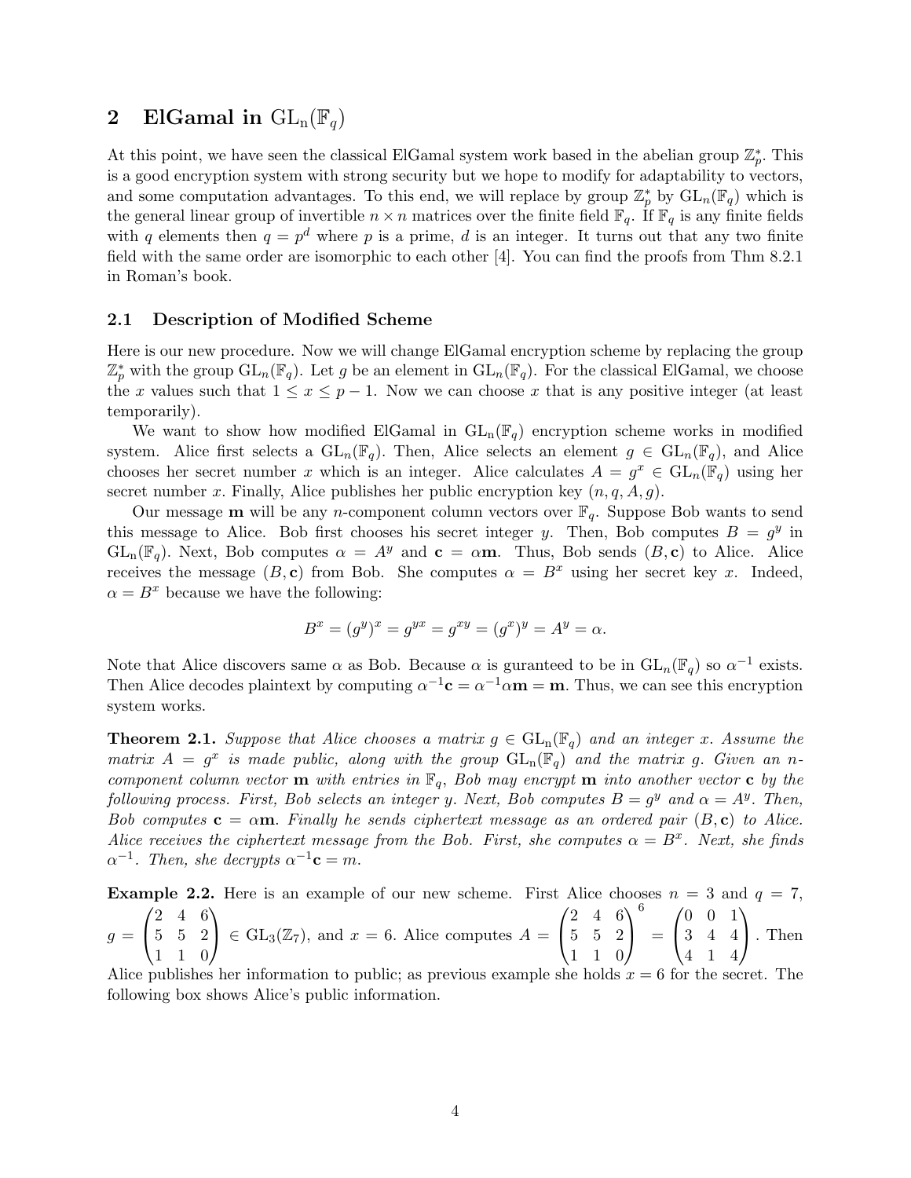## 2 ElGamal in $\mathrm{GL_n}(\mathbb{F}_q)$

At this point, we have seen the classical ElGamal system work based in the abelian group $\mathbb{Z}_p^*$. This is a good encryption system with strong security but we hope to modify for adaptability to vectors, and some computation advantages. To this end, we will replace by group $\mathbb{Z}_p^*$ by $\mathrm{GL}_n(\mathbb{F}_q)$ which is the general linear group of invertible $n \times n$ matrices over the finite field $\mathbb{F}_q$. If $\mathbb{F}_q$ is any finite fields with $q$ elements then $q = p^d$ where $p$ is a prime, $d$ is an integer. It turns out that any two finite field with the same order are isomorphic to each other [4]. You can find the proofs from Thm 8.2.1 in Roman's book.

### 2.1 Description of Modified Scheme

Here is our new procedure. Now we will change ElGamal encryption scheme by replacing the group $\mathbb{Z}_p^*$ with the group $\mathrm{GL_n}(\mathbb{F}_q)$. Let $g$ be an element in $\mathrm{GL_n}(\mathbb{F}_q)$. For the classical ElGamal, we choose the $x$ values such that $1 \leq x \leq p-1$. Now we can choose $x$ that is any positive integer (at least temporarily).

We want to show how modified ElGamal in $\mathrm{GL_n}(\mathbb{F}_q)$ encryption scheme works in modified system. Alice first selects a $\mathrm{GL_n}(\mathbb{F}_q)$. Then, Alice selects an element $g \in \mathrm{GL}_n(\mathbb{F}_q)$, and Alice chooses her secret number $x$ which is an integer. Alice calculates $A = g^x \in \mathrm{GL}_n(\mathbb{F}_q)$ using her secret number $x$. Finally, Alice publishes her public encryption key $(n, q, A, g)$.

Our message $\mathbf{m}$ will be any $n$-component column vectors over $\mathbb{F}_q$. Suppose Bob wants to send this message to Alice. Bob first chooses his secret integer $y$. Then, Bob computes $B = g^y$ in $\mathrm{GL_n}(\mathbb{F}_q)$. Next, Bob computes $\alpha = A^y$ and $\mathbf{c} = \alpha\mathbf{m}$. Thus, Bob sends $(B, \mathbf{c})$ to Alice. Alice receives the message $(B, \mathbf{c})$ from Bob. She computes $\alpha = B^x$ using her secret key $x$. Indeed, $\alpha = B^x$ because we have the following:

$$B^x = (g^y)^x = g^{yx} = g^{xy} = (g^x)^y = A^y = \alpha.$$

Note that Alice discovers same $\alpha$ as Bob. Because $\alpha$ is guranteed to be in $\mathrm{GL}_n(\mathbb{F}_q)$ so $\alpha^{-1}$ exists. Then Alice decodes plaintext by computing $\alpha^{-1}\mathbf{c} = \alpha^{-1}\alpha\mathbf{m} = \mathbf{m}$. Thus, we can see this encryption system works.

**Theorem 2.1.** *Suppose that Alice chooses a matrix $g \in \mathrm{GL_n}(\mathbb{F}_q)$ and an integer $x$. Assume the matrix $A = g^x$ is made public, along with the group $\mathrm{GL_n}(\mathbb{F}_q)$ and the matrix $g$. Given an $n$-component column vector $\mathbf{m}$ with entries in $\mathbb{F}_q$, Bob may encrypt $\mathbf{m}$ into another vector $\mathbf{c}$ by the following process. First, Bob selects an integer $y$. Next, Bob computes $B = g^y$ and $\alpha = A^y$. Then, Bob computes $\mathbf{c} = \alpha\mathbf{m}$. Finally he sends ciphertext message as an ordered pair $(B, \mathbf{c})$ to Alice. Alice receives the ciphertext message from the Bob. First, she computes $\alpha = B^x$. Next, she finds $\alpha^{-1}$. Then, she decrypts $\alpha^{-1}\mathbf{c} = m$.*

**Example 2.2.** Here is an example of our new scheme. First Alice chooses $n = 3$ and $q = 7$, $g = \begin{pmatrix} 2 & 4 & 6 \\ 5 & 5 & 2 \\ 1 & 1 & 0 \end{pmatrix} \in \mathrm{GL}_3(\mathbb{Z}_7)$, and $x = 6$. Alice computes $A = \begin{pmatrix} 2 & 4 & 6 \\ 5 & 5 & 2 \\ 1 & 1 & 0 \end{pmatrix}^6 = \begin{pmatrix} 0 & 0 & 1 \\ 3 & 4 & 4 \\ 4 & 1 & 4 \end{pmatrix}$. Then Alice publishes her information to public; as previous example she holds $x = 6$ for the secret. The following box shows Alice's public information.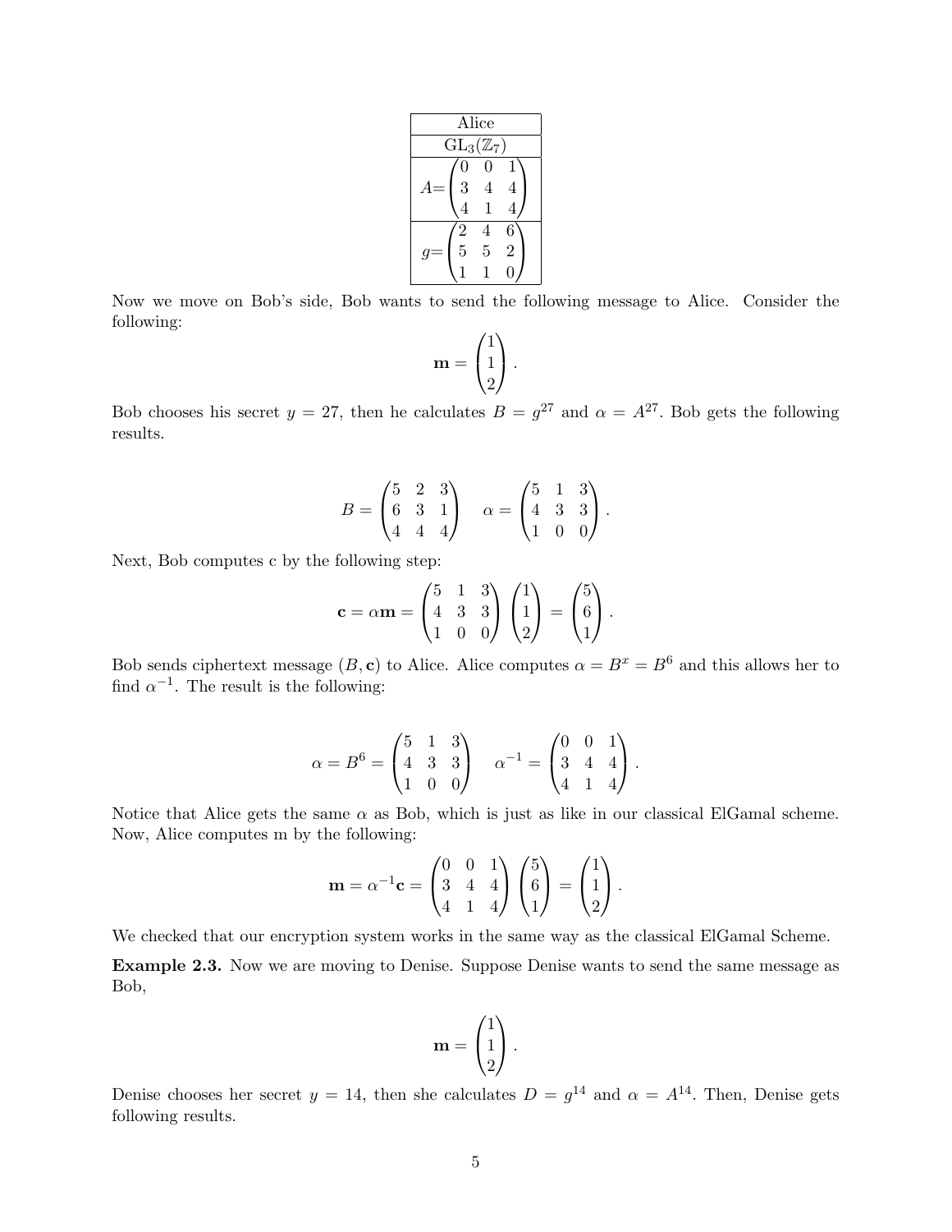| Alice |
| --- |
| $\mathrm{GL}_3(\mathbb{Z}_7)$ |
| $A=\begin{pmatrix} 0 & 0 & 1 \\ 3 & 4 & 4 \\ 4 & 1 & 4 \end{pmatrix}$ |
| $g=\begin{pmatrix} 2 & 4 & 6 \\ 5 & 5 & 2 \\ 1 & 1 & 0 \end{pmatrix}$ |

Now we move on Bob's side, Bob wants to send the following message to Alice. Consider the following:

$$\mathbf{m} = \begin{pmatrix} 1 \\ 1 \\ 2 \end{pmatrix}.$$

Bob chooses his secret $y = 27$, then he calculates $B = g^{27}$ and $\alpha = A^{27}$. Bob gets the following results.

$$B = \begin{pmatrix} 5 & 2 & 3 \\ 6 & 3 & 1 \\ 4 & 4 & 4 \end{pmatrix} \quad \alpha = \begin{pmatrix} 5 & 1 & 3 \\ 4 & 3 & 3 \\ 1 & 0 & 0 \end{pmatrix}.$$

Next, Bob computes c by the following step:

$$\mathbf{c} = \alpha \mathbf{m} = \begin{pmatrix} 5 & 1 & 3 \\ 4 & 3 & 3 \\ 1 & 0 & 0 \end{pmatrix} \begin{pmatrix} 1 \\ 1 \\ 2 \end{pmatrix} = \begin{pmatrix} 5 \\ 6 \\ 1 \end{pmatrix}.$$

Bob sends ciphertext message $(B, \mathbf{c})$ to Alice. Alice computes $\alpha = B^x = B^6$ and this allows her to find $\alpha^{-1}$. The result is the following:

$$\alpha = B^6 = \begin{pmatrix} 5 & 1 & 3 \\ 4 & 3 & 3 \\ 1 & 0 & 0 \end{pmatrix} \quad \alpha^{-1} = \begin{pmatrix} 0 & 0 & 1 \\ 3 & 4 & 4 \\ 4 & 1 & 4 \end{pmatrix}.$$

Notice that Alice gets the same $\alpha$ as Bob, which is just as like in our classical ElGamal scheme. Now, Alice computes m by the following:

$$\mathbf{m} = \alpha^{-1} \mathbf{c} = \begin{pmatrix} 0 & 0 & 1 \\ 3 & 4 & 4 \\ 4 & 1 & 4 \end{pmatrix} \begin{pmatrix} 5 \\ 6 \\ 1 \end{pmatrix} = \begin{pmatrix} 1 \\ 1 \\ 2 \end{pmatrix}.$$

We checked that our encryption system works in the same way as the classical ElGamal Scheme.

**Example 2.3.** Now we are moving to Denise. Suppose Denise wants to send the same message as Bob,

$$\mathbf{m} = \begin{pmatrix} 1 \\ 1 \\ 2 \end{pmatrix}.$$

Denise chooses her secret $y = 14$, then she calculates $D = g^{14}$ and $\alpha = A^{14}$. Then, Denise gets following results.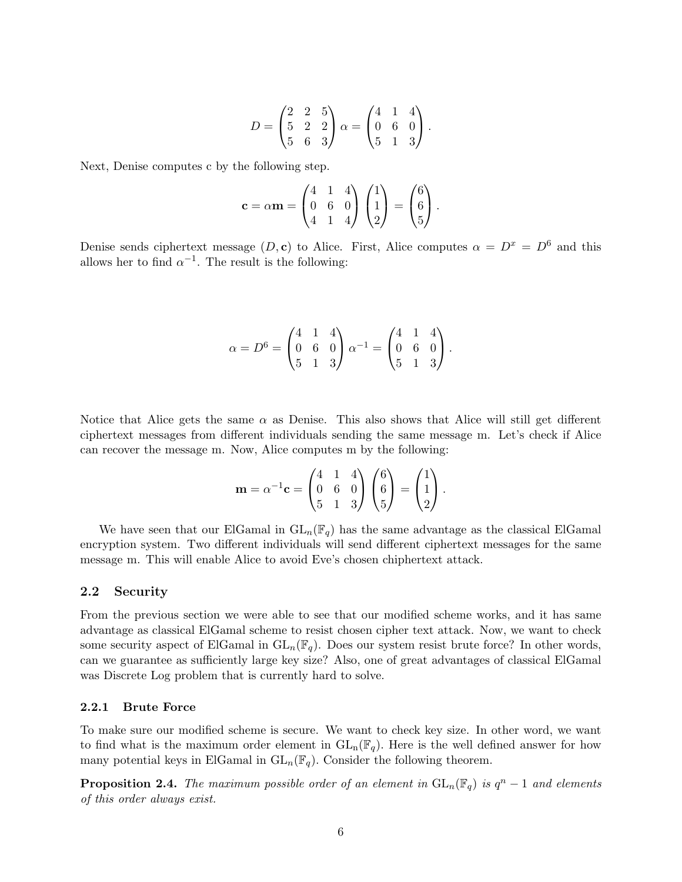$$D = \begin{pmatrix} 2 & 2 & 5 \\ 5 & 2 & 2 \\ 5 & 6 & 3 \end{pmatrix} \alpha = \begin{pmatrix} 4 & 1 & 4 \\ 0 & 6 & 0 \\ 5 & 1 & 3 \end{pmatrix}.$$

Next, Denise computes c by the following step.

$$\mathbf{c} = \alpha \mathbf{m} = \begin{pmatrix} 4 & 1 & 4 \\ 0 & 6 & 0 \\ 4 & 1 & 4 \end{pmatrix} \begin{pmatrix} 1 \\ 1 \\ 2 \end{pmatrix} = \begin{pmatrix} 6 \\ 6 \\ 5 \end{pmatrix}.$$

Denise sends ciphertext message $(D, \mathbf{c})$ to Alice. First, Alice computes $\alpha = D^x = D^6$ and this allows her to find $\alpha^{-1}$. The result is the following:

$$\alpha = D^6 = \begin{pmatrix} 4 & 1 & 4 \\ 0 & 6 & 0 \\ 5 & 1 & 3 \end{pmatrix} \alpha^{-1} = \begin{pmatrix} 4 & 1 & 4 \\ 0 & 6 & 0 \\ 5 & 1 & 3 \end{pmatrix}.$$

Notice that Alice gets the same $\alpha$ as Denise. This also shows that Alice will still get different ciphertext messages from different individuals sending the same message m. Let's check if Alice can recover the message m. Now, Alice computes m by the following:

$$\mathbf{m} = \alpha^{-1}\mathbf{c} = \begin{pmatrix} 4 & 1 & 4 \\ 0 & 6 & 0 \\ 5 & 1 & 3 \end{pmatrix} \begin{pmatrix} 6 \\ 6 \\ 5 \end{pmatrix} = \begin{pmatrix} 1 \\ 1 \\ 2 \end{pmatrix}.$$

We have seen that our ElGamal in $\mathrm{GL}_n(\mathbb{F}_q)$ has the same advantage as the classical ElGamal encryption system. Two different individuals will send different ciphertext messages for the same message m. This will enable Alice to avoid Eve's chosen chiphertext attack.

### 2.2 Security

From the previous section we were able to see that our modified scheme works, and it has same advantage as classical ElGamal scheme to resist chosen cipher text attack. Now, we want to check some security aspect of ElGamal in $\mathrm{GL}_n(\mathbb{F}_q)$. Does our system resist brute force? In other words, can we guarantee as sufficiently large key size? Also, one of great advantages of classical ElGamal was Discrete Log problem that is currently hard to solve.

#### 2.2.1 Brute Force

To make sure our modified scheme is secure. We want to check key size. In other word, we want to find what is the maximum order element in $\mathrm{GL}_\mathrm{n}(\mathbb{F}_q)$. Here is the well defined answer for how many potential keys in ElGamal in $\mathrm{GL}_\mathrm{n}(\mathbb{F}_q)$. Consider the following theorem.

**Proposition 2.4.** *The maximum possible order of an element in* $\mathrm{GL}_n(\mathbb{F}_q)$ *is* $q^n - 1$ *and elements of this order always exist.*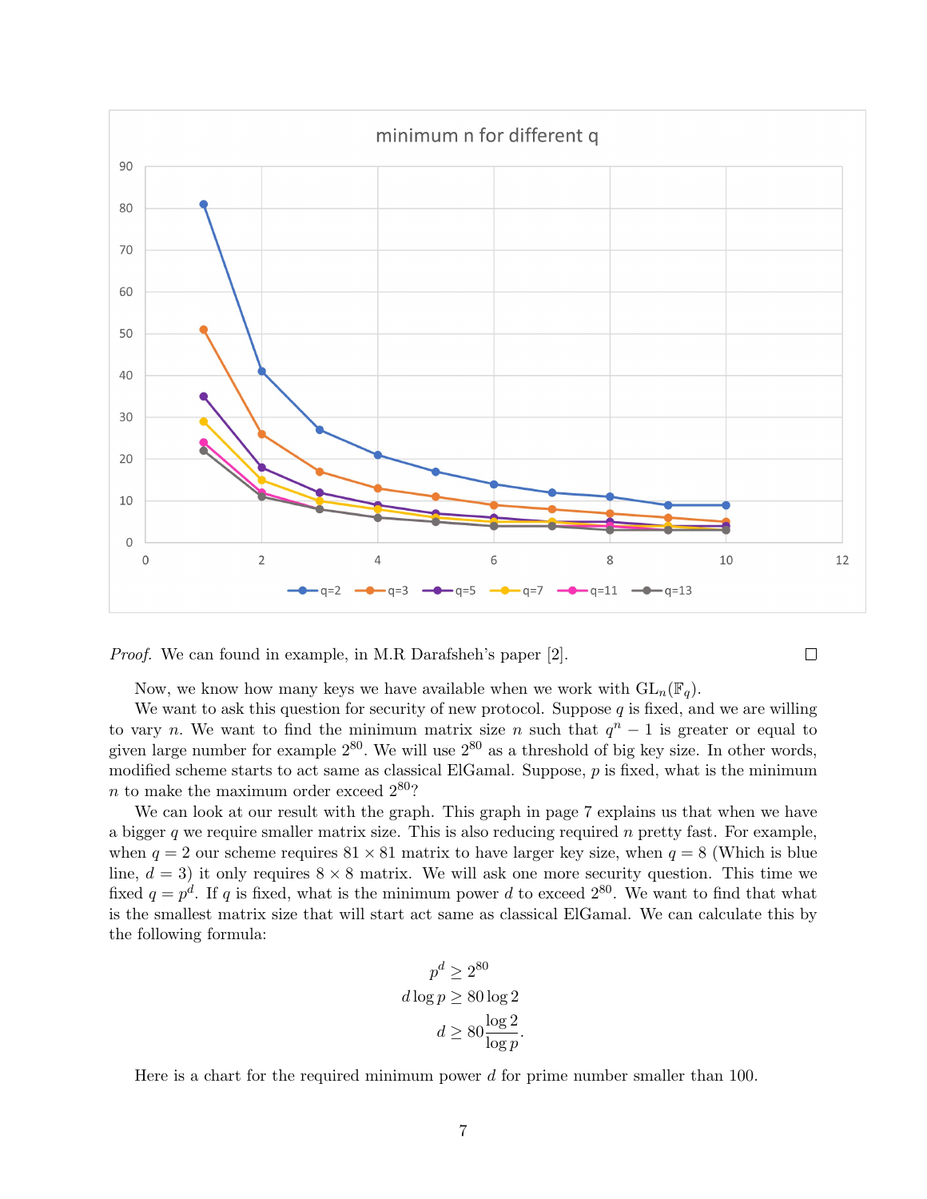*Proof.* We can found in example, in M.R Darafsheh's paper [2]. $\square$

Now, we know how many keys we have available when we work with $\mathrm{GL}_n(\mathbb{F}_q)$.

We want to ask this question for security of new protocol. Suppose $q$ is fixed, and we are willing to vary $n$. We want to find the minimum matrix size $n$ such that $q^n - 1$ is greater or equal to given large number for example $2^{80}$. We will use $2^{80}$ as a threshold of big key size. In other words, modified scheme starts to act same as classical ElGamal. Suppose, $p$ is fixed, what is the minimum $n$ to make the maximum order exceed $2^{80}$?

We can look at our result with the graph. This graph in page 7 explains us that when we have a bigger $q$ we require smaller matrix size. This is also reducing required $n$ pretty fast. For example, when $q = 2$ our scheme requires $81 \times 81$ matrix to have larger key size, when $q = 8$ (Which is blue line, $d = 3$) it only requires $8 \times 8$ matrix. We will ask one more security question. This time we fixed $q = p^d$. If $q$ is fixed, what is the minimum power $d$ to exceed $2^{80}$. We want to find that what is the smallest matrix size that will start act same as classical ElGamal. We can calculate this by the following formula:

$$
\begin{aligned}
p^d &\geq 2^{80} \\
d \log p &\geq 80 \log 2 \\
d &\geq 80 \frac{\log 2}{\log p}.
\end{aligned}
$$

Here is a chart for the required minimum power $d$ for prime number smaller than 100.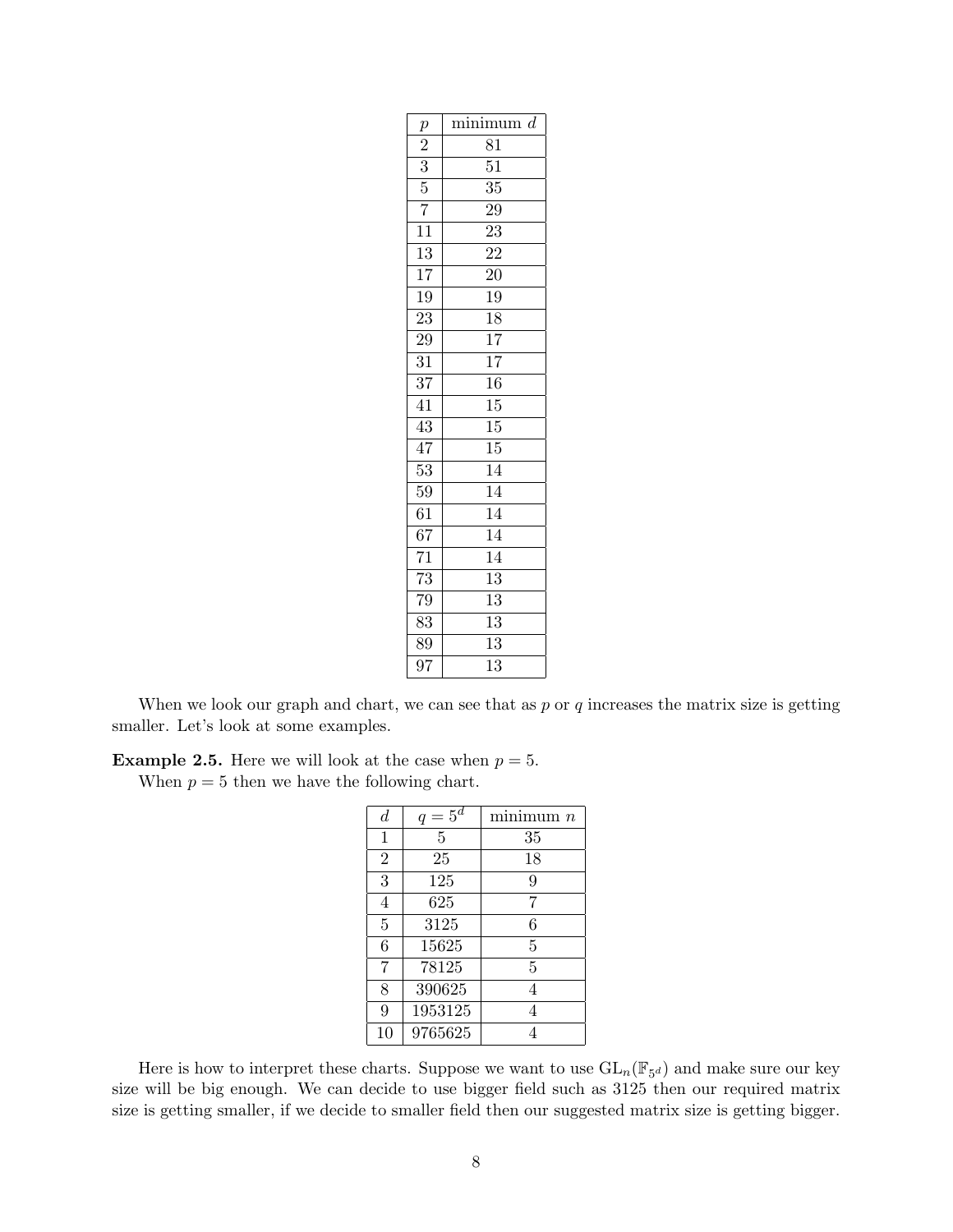| $p$ | minimum $d$ |
|---|---|
| 2 | 81 |
| 3 | 51 |
| 5 | 35 |
| 7 | 29 |
| 11 | 23 |
| 13 | 22 |
| 17 | 20 |
| 19 | 19 |
| 23 | 18 |
| 29 | 17 |
| 31 | 17 |
| 37 | 16 |
| 41 | 15 |
| 43 | 15 |
| 47 | 15 |
| 53 | 14 |
| 59 | 14 |
| 61 | 14 |
| 67 | 14 |
| 71 | 14 |
| 73 | 13 |
| 79 | 13 |
| 83 | 13 |
| 89 | 13 |
| 97 | 13 |

When we look our graph and chart, we can see that as $p$ or $q$ increases the matrix size is getting smaller. Let's look at some examples.

**Example 2.5.** Here we will look at the case when $p = 5$.

When $p = 5$ then we have the following chart.

| $d$ | $q = 5^d$ | minimum $n$ |
|---|---|---|
| 1 | 5 | 35 |
| 2 | 25 | 18 |
| 3 | 125 | 9 |
| 4 | 625 | 7 |
| 5 | 3125 | 6 |
| 6 | 15625 | 5 |
| 7 | 78125 | 5 |
| 8 | 390625 | 4 |
| 9 | 1953125 | 4 |
| 10 | 9765625 | 4 |

Here is how to interpret these charts. Suppose we want to use $\mathrm{GL}_n(\mathbb{F}_{5^d})$ and make sure our key size will be big enough. We can decide to use bigger field such as 3125 then our required matrix size is getting smaller, if we decide to smaller field then our suggested matrix size is getting bigger.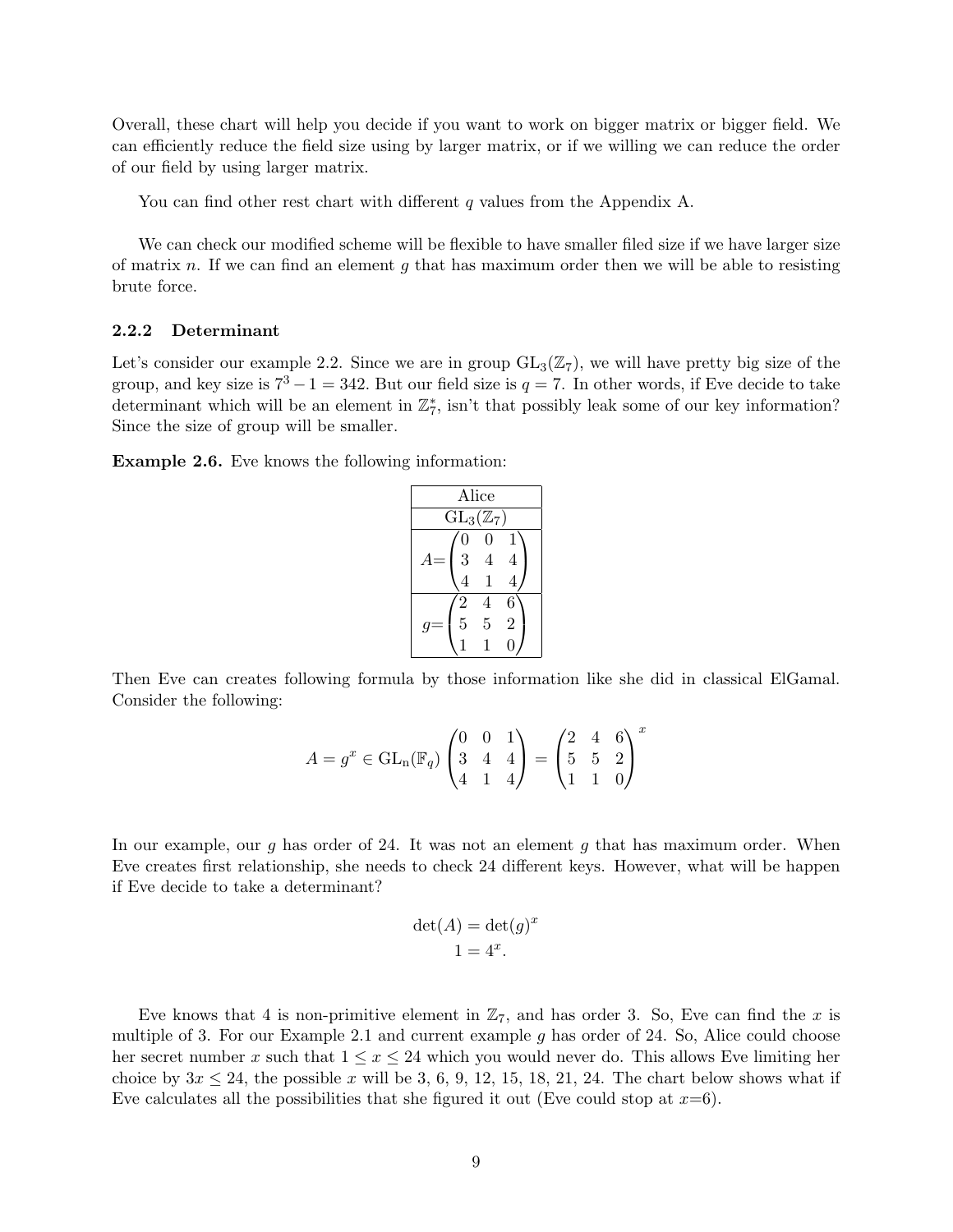Overall, these chart will help you decide if you want to work on bigger matrix or bigger field. We can efficiently reduce the field size using by larger matrix, or if we willing we can reduce the order of our field by using larger matrix.

You can find other rest chart with different $q$ values from the Appendix A.

We can check our modified scheme will be flexible to have smaller filed size if we have larger size of matrix $n$. If we can find an element $g$ that has maximum order then we will be able to resisting brute force.

### 2.2.2 Determinant

Let's consider our example 2.2. Since we are in group $\mathrm{GL}_3(\mathbb{Z}_7)$, we will have pretty big size of the group, and key size is $7^3 - 1 = 342$. But our field size is $q = 7$. In other words, if Eve decide to take determinant which will be an element in $\mathbb{Z}_7^*$, isn't that possibly leak some of our key information? Since the size of group will be smaller.

**Example 2.6.** Eve knows the following information:

| Alice |
|---|
| $\mathrm{GL}_3(\mathbb{Z}_7)$ |
| $A=\begin{pmatrix} 0 & 0 & 1 \\ 3 & 4 & 4 \\ 4 & 1 & 4 \end{pmatrix}$ |
| $g=\begin{pmatrix} 2 & 4 & 6 \\ 5 & 5 & 2 \\ 1 & 1 & 0 \end{pmatrix}$ |

Then Eve can creates following formula by those information like she did in classical ElGamal. Consider the following:

$$A = g^x \in \mathrm{GL_n}(\mathbb{F}_q) \begin{pmatrix} 0 & 0 & 1 \\ 3 & 4 & 4 \\ 4 & 1 & 4 \end{pmatrix} = \begin{pmatrix} 2 & 4 & 6 \\ 5 & 5 & 2 \\ 1 & 1 & 0 \end{pmatrix}^x$$

In our example, our $g$ has order of 24. It was not an element $g$ that has maximum order. When Eve creates first relationship, she needs to check 24 different keys. However, what will be happen if Eve decide to take a determinant?

$$\det(A) = \det(g)^x$$
$$1 = 4^x.$$

Eve knows that 4 is non-primitive element in $\mathbb{Z}_7$, and has order 3. So, Eve can find the $x$ is multiple of 3. For our Example 2.1 and current example $g$ has order of 24. So, Alice could choose her secret number $x$ such that $1 \leq x \leq 24$ which you would never do. This allows Eve limiting her choice by $3x \leq 24$, the possible $x$ will be 3, 6, 9, 12, 15, 18, 21, 24. The chart below shows what if Eve calculates all the possibilities that she figured it out (Eve could stop at $x$=6).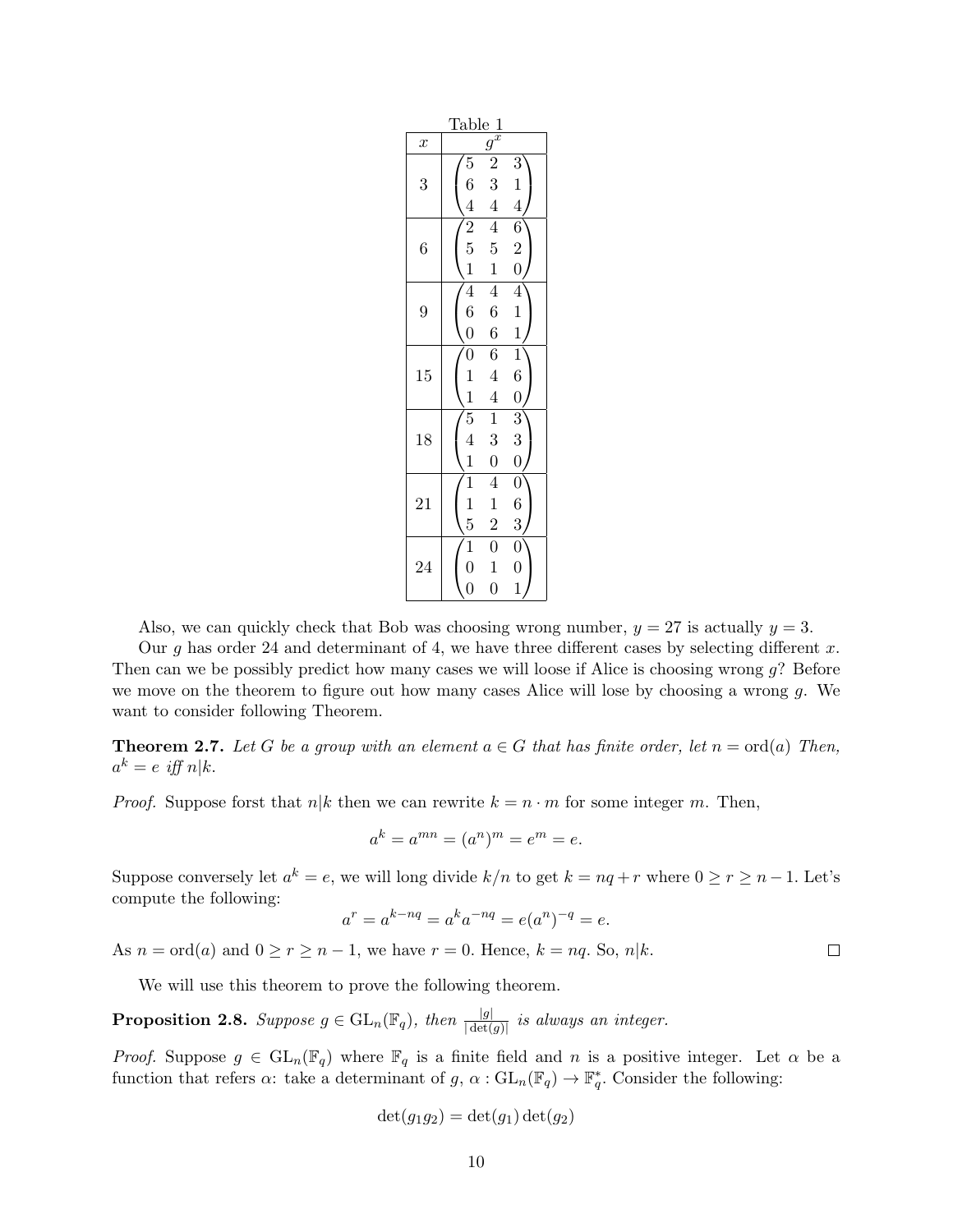Table 1

| $x$ | $g^x$ |
|---|---|
| 3 | $\begin{pmatrix} 5 & 2 & 3 \\ 6 & 3 & 1 \\ 4 & 4 & 4 \end{pmatrix}$ |
| 6 | $\begin{pmatrix} 2 & 4 & 6 \\ 5 & 5 & 2 \\ 1 & 1 & 0 \end{pmatrix}$ |
| 9 | $\begin{pmatrix} 4 & 4 & 4 \\ 6 & 6 & 1 \\ 0 & 6 & 1 \end{pmatrix}$ |
| 15 | $\begin{pmatrix} 0 & 6 & 1 \\ 1 & 4 & 6 \\ 1 & 4 & 0 \end{pmatrix}$ |
| 18 | $\begin{pmatrix} 5 & 1 & 3 \\ 4 & 3 & 3 \\ 1 & 0 & 0 \end{pmatrix}$ |
| 21 | $\begin{pmatrix} 1 & 4 & 0 \\ 1 & 1 & 6 \\ 5 & 2 & 3 \end{pmatrix}$ |
| 24 | $\begin{pmatrix} 1 & 0 & 0 \\ 0 & 1 & 0 \\ 0 & 0 & 1 \end{pmatrix}$ |

Also, we can quickly check that Bob was choosing wrong number, $y = 27$ is actually $y = 3$.

Our $g$ has order 24 and determinant of 4, we have three different cases by selecting different $x$. Then can we be possibly predict how many cases we will loose if Alice is choosing wrong $g$? Before we move on the theorem to figure out how many cases Alice will lose by choosing a wrong $g$. We want to consider following Theorem.

**Theorem 2.7.** *Let $G$ be a group with an element $a \in G$ that has finite order, let $n = \text{ord}(a)$ Then, $a^k = e$ iff $n|k$.*

*Proof.* Suppose forst that $n|k$ then we can rewrite $k = n \cdot m$ for some integer $m$. Then,

$$a^k = a^{mn} = (a^n)^m = e^m = e.$$

Suppose conversely let $a^k = e$, we will long divide $k/n$ to get $k = nq + r$ where $0 \geq r \geq n - 1$. Let's compute the following:

$$a^r = a^{k-nq} = a^k a^{-nq} = e(a^n)^{-q} = e.$$

As $n = \text{ord}(a)$ and $0 \geq r \geq n - 1$, we have $r = 0$. Hence, $k = nq$. So, $n|k$. ☐

We will use this theorem to prove the following theorem.

**Proposition 2.8.** *Suppose $g \in \text{GL}_n(\mathbb{F}_q)$, then $\frac{|g|}{|\det(g)|}$ is always an integer.*

*Proof.* Suppose $g \in \text{GL}_n(\mathbb{F}_q)$ where $\mathbb{F}_q$ is a finite field and $n$ is a positive integer. Let $\alpha$ be a function that refers $\alpha$: take a determinant of $g$, $\alpha : \text{GL}_n(\mathbb{F}_q) \to \mathbb{F}_q^*$. Consider the following:

$$\det(g_1 g_2) = \det(g_1)\det(g_2)$$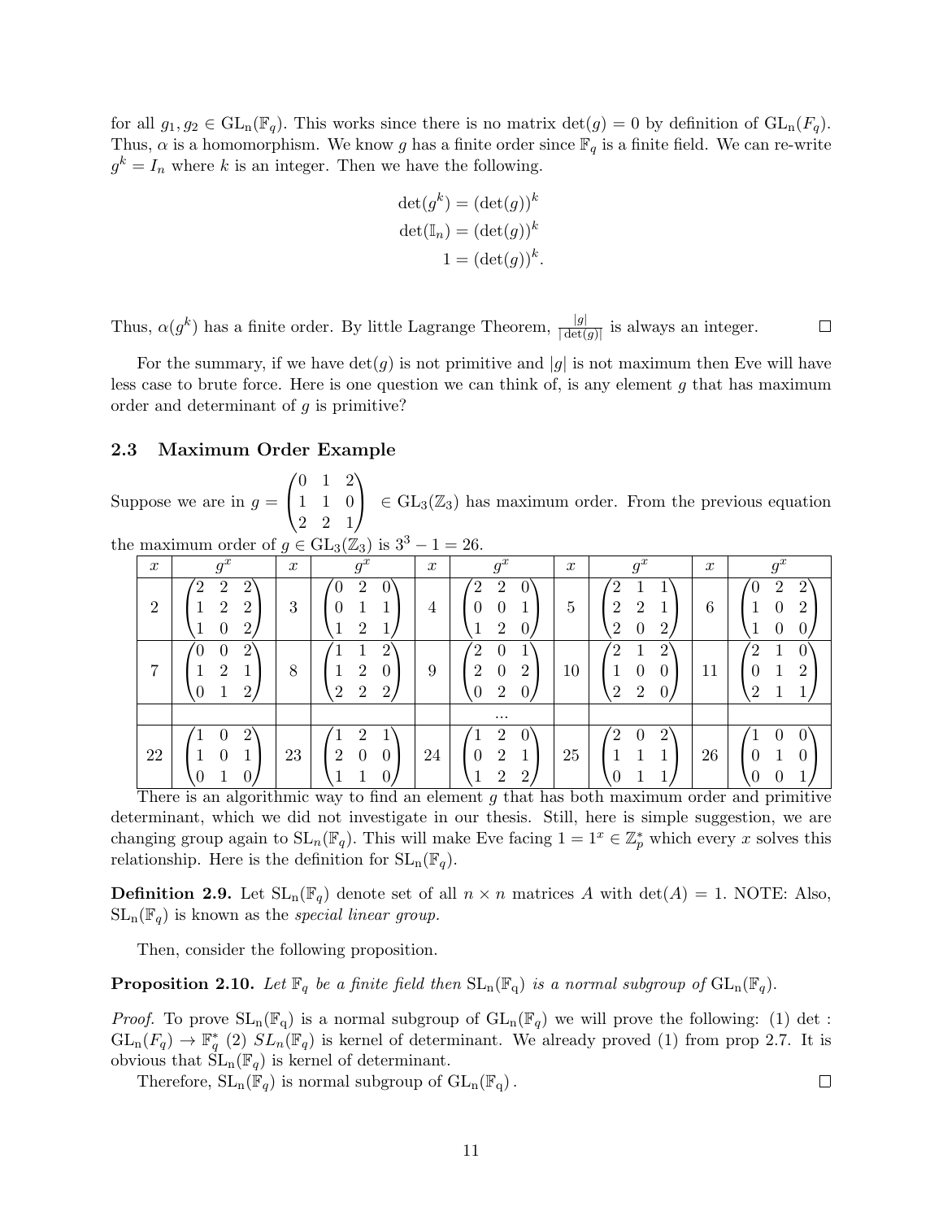for all $g_1, g_2 \in \mathrm{GL_n}(\mathbb{F}_q)$. This works since there is no matrix $\det(g) = 0$ by definition of $\mathrm{GL_n}(F_q)$. Thus, $\alpha$ is a homomorphism. We know $g$ has a finite order since $\mathbb{F}_q$ is a finite field. We can re-write $g^k = I_n$ where $k$ is an integer. Then we have the following.

$$
\begin{aligned}
\det(g^k) &= (\det(g))^k \\
\det(\mathbb{I}_n) &= (\det(g))^k \\
1 &= (\det(g))^k.
\end{aligned}
$$

Thus, $\alpha(g^k)$ has a finite order. By little Lagrange Theorem, $\frac{|g|}{|\det(g)|}$ is always an integer. ☐

For the summary, if we have $\det(g)$ is not primitive and $|g|$ is not maximum then Eve will have less case to brute force. Here is one question we can think of, is any element $g$ that has maximum order and determinant of $g$ is primitive?

### 2.3 Maximum Order Example

Suppose we are in $g = \begin{pmatrix} 0 & 1 & 2 \\ 1 & 1 & 0 \\ 2 & 2 & 1 \end{pmatrix} \in \mathrm{GL}_3(\mathbb{Z}_3)$ has maximum order. From the previous equation the maximum order of $g \in \mathrm{GL}_3(\mathbb{Z}_3)$ is $3^3 - 1 = 26$.

| $x$ | $g^x$ | $x$ | $g^x$ | $x$ | $g^x$ | $x$ | $g^x$ | $x$ | $g^x$ |
|---|---|---|---|---|---|---|---|---|---|
| 2 | $\begin{pmatrix} 2 & 2 & 2 \\ 1 & 2 & 2 \\ 1 & 0 & 2 \end{pmatrix}$ | 3 | $\begin{pmatrix} 0 & 2 & 0 \\ 0 & 1 & 1 \\ 1 & 2 & 1 \end{pmatrix}$ | 4 | $\begin{pmatrix} 2 & 2 & 0 \\ 0 & 0 & 1 \\ 1 & 2 & 0 \end{pmatrix}$ | 5 | $\begin{pmatrix} 2 & 1 & 1 \\ 2 & 2 & 1 \\ 2 & 0 & 2 \end{pmatrix}$ | 6 | $\begin{pmatrix} 0 & 2 & 2 \\ 1 & 0 & 2 \\ 1 & 0 & 0 \end{pmatrix}$ |
| 7 | $\begin{pmatrix} 0 & 0 & 2 \\ 1 & 2 & 1 \\ 0 & 1 & 2 \end{pmatrix}$ | 8 | $\begin{pmatrix} 1 & 1 & 2 \\ 1 & 2 & 0 \\ 2 & 2 & 2 \end{pmatrix}$ | 9 | $\begin{pmatrix} 2 & 0 & 1 \\ 2 & 0 & 2 \\ 0 & 2 & 0 \end{pmatrix}$ | 10 | $\begin{pmatrix} 2 & 1 & 2 \\ 1 & 0 & 0 \\ 2 & 2 & 0 \end{pmatrix}$ | 11 | $\begin{pmatrix} 2 & 1 & 0 \\ 0 & 1 & 2 \\ 2 & 1 & 1 \end{pmatrix}$ |
| | | | | | ... | | | | |
| 22 | $\begin{pmatrix} 1 & 0 & 2 \\ 1 & 0 & 1 \\ 0 & 1 & 0 \end{pmatrix}$ | 23 | $\begin{pmatrix} 1 & 2 & 1 \\ 2 & 0 & 0 \\ 1 & 1 & 0 \end{pmatrix}$ | 24 | $\begin{pmatrix} 1 & 2 & 0 \\ 0 & 2 & 1 \\ 1 & 2 & 2 \end{pmatrix}$ | 25 | $\begin{pmatrix} 2 & 0 & 2 \\ 1 & 1 & 1 \\ 0 & 1 & 1 \end{pmatrix}$ | 26 | $\begin{pmatrix} 1 & 0 & 0 \\ 0 & 1 & 0 \\ 0 & 0 & 1 \end{pmatrix}$ |

There is an algorithmic way to find an element $g$ that has both maximum order and primitive determinant, which we did not investigate in our thesis. Still, here is simple suggestion, we are changing group again to $\mathrm{SL}_n(\mathbb{F}_q)$. This will make Eve facing $1 = 1^x \in \mathbb{Z}_p^*$ which every $x$ solves this relationship. Here is the definition for $\mathrm{SL}_n(\mathbb{F}_q)$.

**Definition 2.9.** Let $\mathrm{SL_n}(\mathbb{F}_q)$ denote set of all $n \times n$ matrices $A$ with $\det(A) = 1$. NOTE: Also, $\mathrm{SL_n}(\mathbb{F}_q)$ is known as the *special linear group*.

Then, consider the following proposition.

**Proposition 2.10.** *Let $\mathbb{F}_q$ be a finite field then $\mathrm{SL_n}(\mathbb{F_q})$ is a normal subgroup of $\mathrm{GL_n}(\mathbb{F}_q)$.*

*Proof.* To prove $\mathrm{SL_n}(\mathbb{F_q})$ is a normal subgroup of $\mathrm{GL_n}(\mathbb{F}_q)$ we will prove the following: (1) $\det : \mathrm{GL_n}(F_q) \to \mathbb{F}_q^*$ (2) $SL_n(\mathbb{F}_q)$ is kernel of determinant. We already proved (1) from prop 2.7. It is obvious that $\mathrm{SL_n}(\mathbb{F}_q)$ is kernel of determinant.

Therefore, $\mathrm{SL_n}(\mathbb{F}_q)$ is normal subgroup of $\mathrm{GL_n}(\mathbb{F_q})$. ☐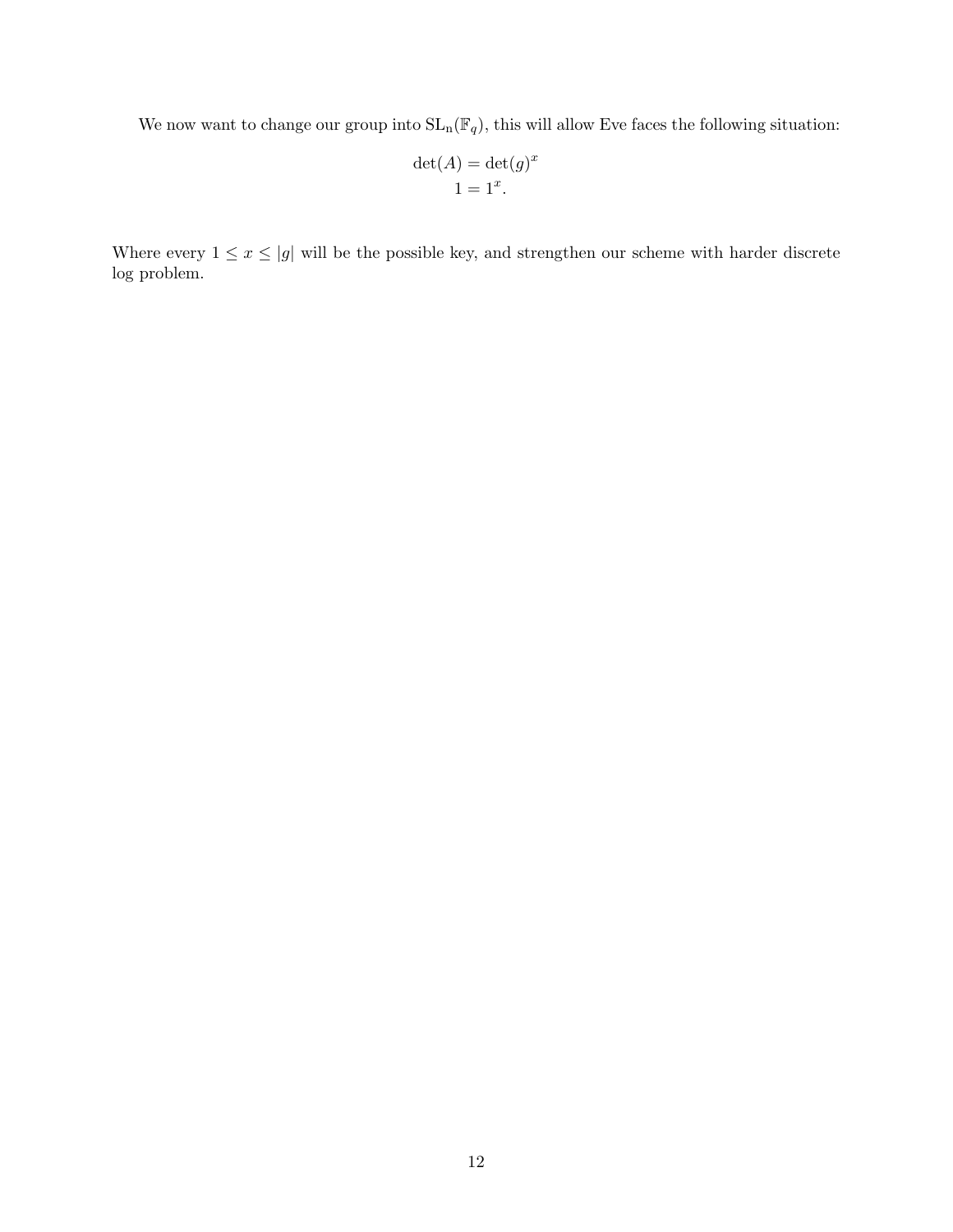We now want to change our group into $\mathrm{SL_n}(\mathbb{F}_q)$, this will allow Eve faces the following situation:

$$\det(A) = \det(g)^x$$
$$1 = 1^x.$$

Where every $1 \leq x \leq |g|$ will be the possible key, and strengthen our scheme with harder discrete log problem.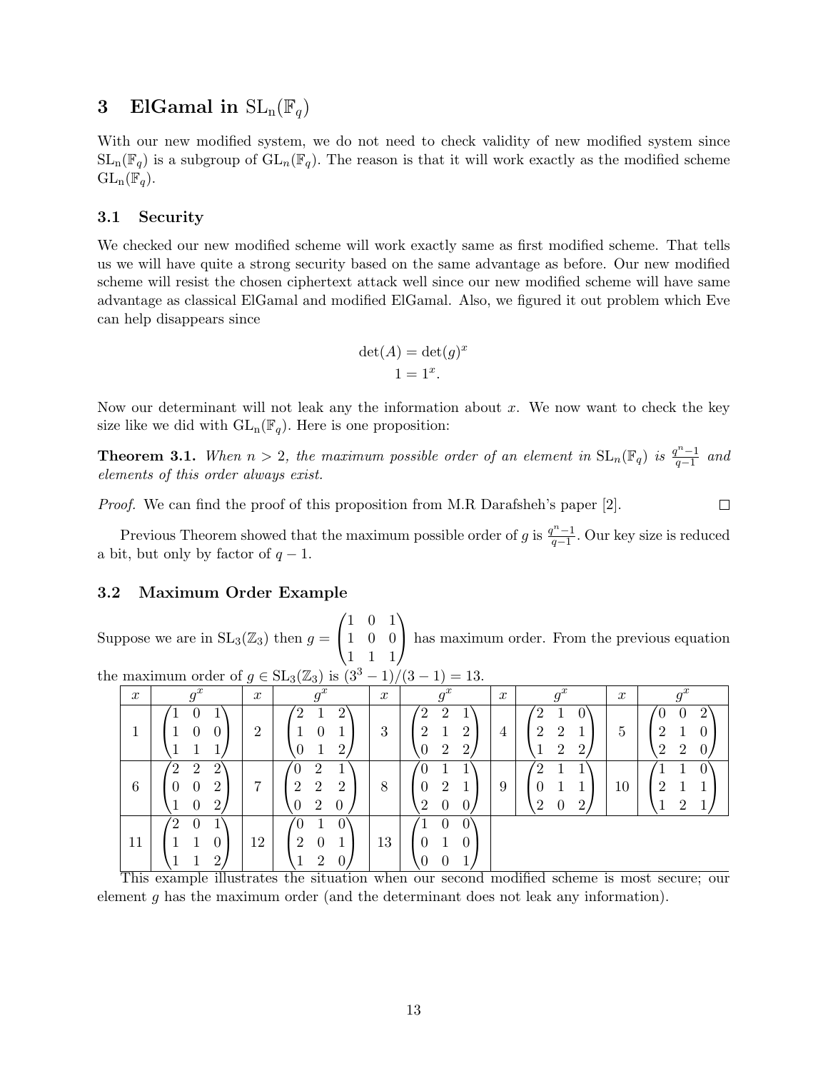# 3 ElGamal in $\mathrm{SL_n}(\mathbb{F}_q)$

With our new modified system, we do not need to check validity of new modified system since $\mathrm{SL_n}(\mathbb{F}_q)$ is a subgroup of $\mathrm{GL}_n(\mathbb{F}_q)$. The reason is that it will work exactly as the modified scheme $\mathrm{GL_n}(\mathbb{F}_q)$.

## 3.1 Security

We checked our new modified scheme will work exactly same as first modified scheme. That tells us we will have quite a strong security based on the same advantage as before. Our new modified scheme will resist the chosen ciphertext attack well since our new modified scheme will have same advantage as classical ElGamal and modified ElGamal. Also, we figured it out problem which Eve can help disappears since

$$\det(A) = \det(g)^x$$
$$1 = 1^x.$$

Now our determinant will not leak any the information about $x$. We now want to check the key size like we did with $\mathrm{GL}_n(\mathbb{F}_q)$. Here is one proposition:

**Theorem 3.1.** *When $n > 2$, the maximum possible order of an element in $\mathrm{SL}_n(\mathbb{F}_q)$ is $\frac{q^n-1}{q-1}$ and elements of this order always exist.*

*Proof.* We can find the proof of this proposition from M.R Darafsheh's paper [2]. ∎

Previous Theorem showed that the maximum possible order of $g$ is $\frac{q^n-1}{q-1}$. Our key size is reduced a bit, but only by factor of $q-1$.

## 3.2 Maximum Order Example

Suppose we are in $\mathrm{SL}_3(\mathbb{Z}_3)$ then $g = \begin{pmatrix} 1 & 0 & 1 \\ 1 & 0 & 0 \\ 1 & 1 & 1 \end{pmatrix}$ has maximum order. From the previous equation the maximum order of $g \in \mathrm{SL}_3(\mathbb{Z}_3)$ is $(3^3-1)/(3-1) = 13$.

| $x$ | $g^x$ | $x$ | $g^x$ | $x$ | $g^x$ | $x$ | $g^x$ | $x$ | $g^x$ |
|---|---|---|---|---|---|---|---|---|---|
| 1 | $\begin{pmatrix} 1 & 0 & 1 \\ 1 & 0 & 0 \\ 1 & 1 & 1 \end{pmatrix}$ | 2 | $\begin{pmatrix} 2 & 1 & 2 \\ 1 & 0 & 1 \\ 0 & 1 & 2 \end{pmatrix}$ | 3 | $\begin{pmatrix} 2 & 2 & 1 \\ 2 & 1 & 2 \\ 0 & 2 & 2 \end{pmatrix}$ | 4 | $\begin{pmatrix} 2 & 1 & 0 \\ 2 & 2 & 1 \\ 1 & 2 & 2 \end{pmatrix}$ | 5 | $\begin{pmatrix} 0 & 0 & 2 \\ 2 & 1 & 0 \\ 2 & 2 & 0 \end{pmatrix}$ |
| 6 | $\begin{pmatrix} 2 & 2 & 2 \\ 0 & 0 & 2 \\ 1 & 0 & 2 \end{pmatrix}$ | 7 | $\begin{pmatrix} 0 & 2 & 1 \\ 2 & 2 & 2 \\ 0 & 2 & 0 \end{pmatrix}$ | 8 | $\begin{pmatrix} 0 & 1 & 1 \\ 0 & 2 & 1 \\ 2 & 0 & 0 \end{pmatrix}$ | 9 | $\begin{pmatrix} 2 & 1 & 1 \\ 0 & 1 & 1 \\ 2 & 0 & 2 \end{pmatrix}$ | 10 | $\begin{pmatrix} 1 & 1 & 0 \\ 2 & 1 & 1 \\ 1 & 2 & 1 \end{pmatrix}$ |
| 11 | $\begin{pmatrix} 2 & 0 & 1 \\ 1 & 1 & 0 \\ 1 & 1 & 2 \end{pmatrix}$ | 12 | $\begin{pmatrix} 0 & 1 & 0 \\ 2 & 0 & 1 \\ 1 & 2 & 0 \end{pmatrix}$ | 13 | $\begin{pmatrix} 1 & 0 & 0 \\ 0 & 1 & 0 \\ 0 & 0 & 1 \end{pmatrix}$ | | | | |

This example illustrates the situation when our second modified scheme is most secure; our element $g$ has the maximum order (and the determinant does not leak any information).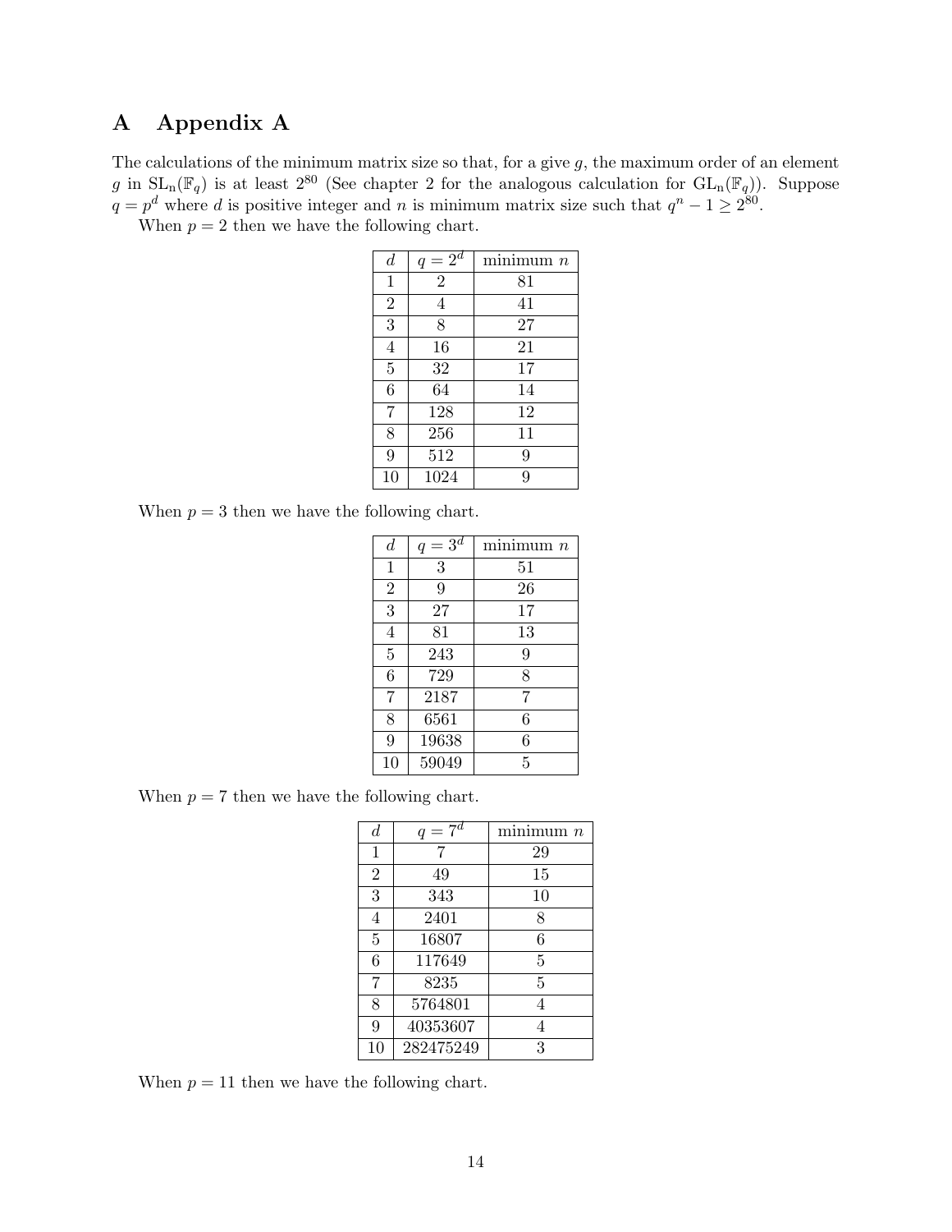# A Appendix A

The calculations of the minimum matrix size so that, for a give $g$, the maximum order of an element $g$ in $\mathrm{SL_n}(\mathbb{F}_q)$ is at least $2^{80}$ (See chapter 2 for the analogous calculation for $\mathrm{GL_n}(\mathbb{F}_q)$). Suppose $q = p^d$ where $d$ is positive integer and $n$ is minimum matrix size such that $q^n - 1 \geq 2^{80}$.

When $p = 2$ then we have the following chart.

| $d$ | $q = 2^d$ | minimum $n$ |
|---|---|---|
| 1 | 2 | 81 |
| 2 | 4 | 41 |
| 3 | 8 | 27 |
| 4 | 16 | 21 |
| 5 | 32 | 17 |
| 6 | 64 | 14 |
| 7 | 128 | 12 |
| 8 | 256 | 11 |
| 9 | 512 | 9 |
| 10 | 1024 | 9 |

When $p = 3$ then we have the following chart.

| $d$ | $q = 3^d$ | minimum $n$ |
|---|---|---|
| 1 | 3 | 51 |
| 2 | 9 | 26 |
| 3 | 27 | 17 |
| 4 | 81 | 13 |
| 5 | 243 | 9 |
| 6 | 729 | 8 |
| 7 | 2187 | 7 |
| 8 | 6561 | 6 |
| 9 | 19638 | 6 |
| 10 | 59049 | 5 |

When $p = 7$ then we have the following chart.

| $d$ | $q = 7^d$ | minimum $n$ |
|---|---|---|
| 1 | 7 | 29 |
| 2 | 49 | 15 |
| 3 | 343 | 10 |
| 4 | 2401 | 8 |
| 5 | 16807 | 6 |
| 6 | 117649 | 5 |
| 7 | 8235 | 5 |
| 8 | 5764801 | 4 |
| 9 | 40353607 | 4 |
| 10 | 282475249 | 3 |

When $p = 11$ then we have the following chart.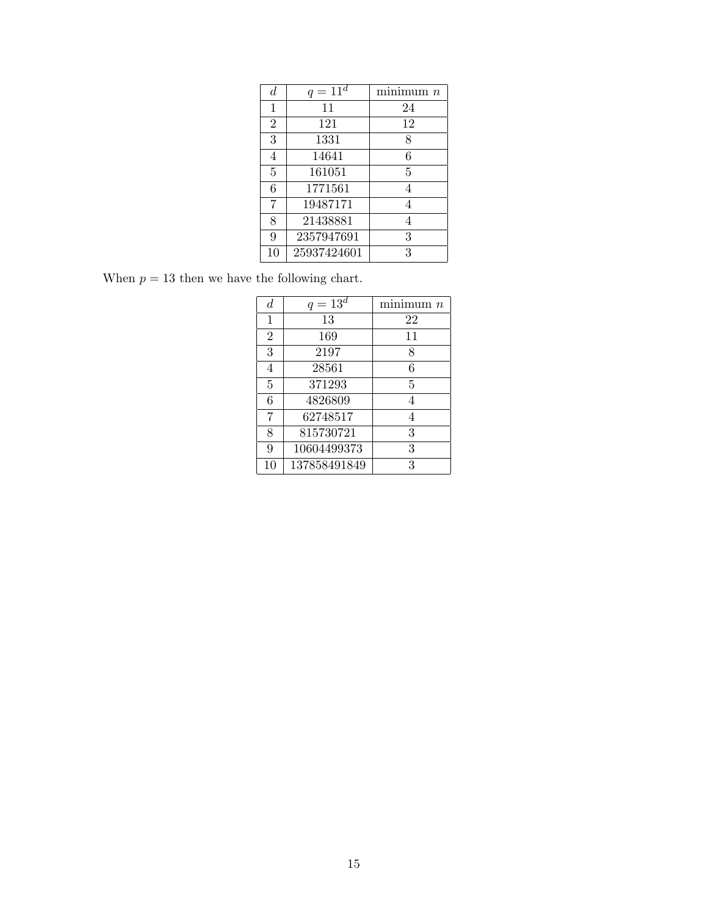| $d$ | $q = 11^d$ | minimum $n$ |
|---|---|---|
| 1 | 11 | 24 |
| 2 | 121 | 12 |
| 3 | 1331 | 8 |
| 4 | 14641 | 6 |
| 5 | 161051 | 5 |
| 6 | 1771561 | 4 |
| 7 | 19487171 | 4 |
| 8 | 21438881 | 4 |
| 9 | 2357947691 | 3 |
| 10 | 25937424601 | 3 |

When $p = 13$ then we have the following chart.

| $d$ | $q = 13^d$ | minimum $n$ |
|---|---|---|
| 1 | 13 | 22 |
| 2 | 169 | 11 |
| 3 | 2197 | 8 |
| 4 | 28561 | 6 |
| 5 | 371293 | 5 |
| 6 | 4826809 | 4 |
| 7 | 62748517 | 4 |
| 8 | 815730721 | 3 |
| 9 | 10604499373 | 3 |
| 10 | 137858491849 | 3 |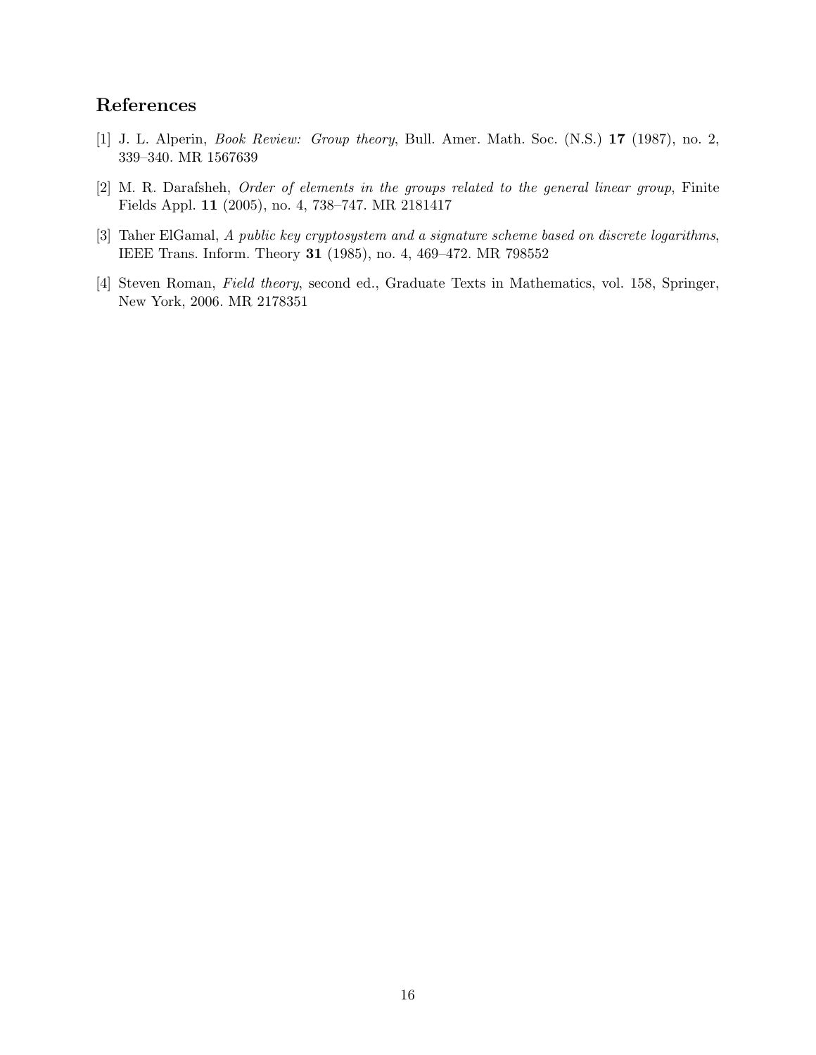## References

[1] J. L. Alperin, *Book Review: Group theory*, Bull. Amer. Math. Soc. (N.S.) **17** (1987), no. 2, 339–340. MR 1567639

[2] M. R. Darafsheh, *Order of elements in the groups related to the general linear group*, Finite Fields Appl. **11** (2005), no. 4, 738–747. MR 2181417

[3] Taher ElGamal, *A public key cryptosystem and a signature scheme based on discrete logarithms*, IEEE Trans. Inform. Theory **31** (1985), no. 4, 469–472. MR 798552

[4] Steven Roman, *Field theory*, second ed., Graduate Texts in Mathematics, vol. 158, Springer, New York, 2006. MR 2178351